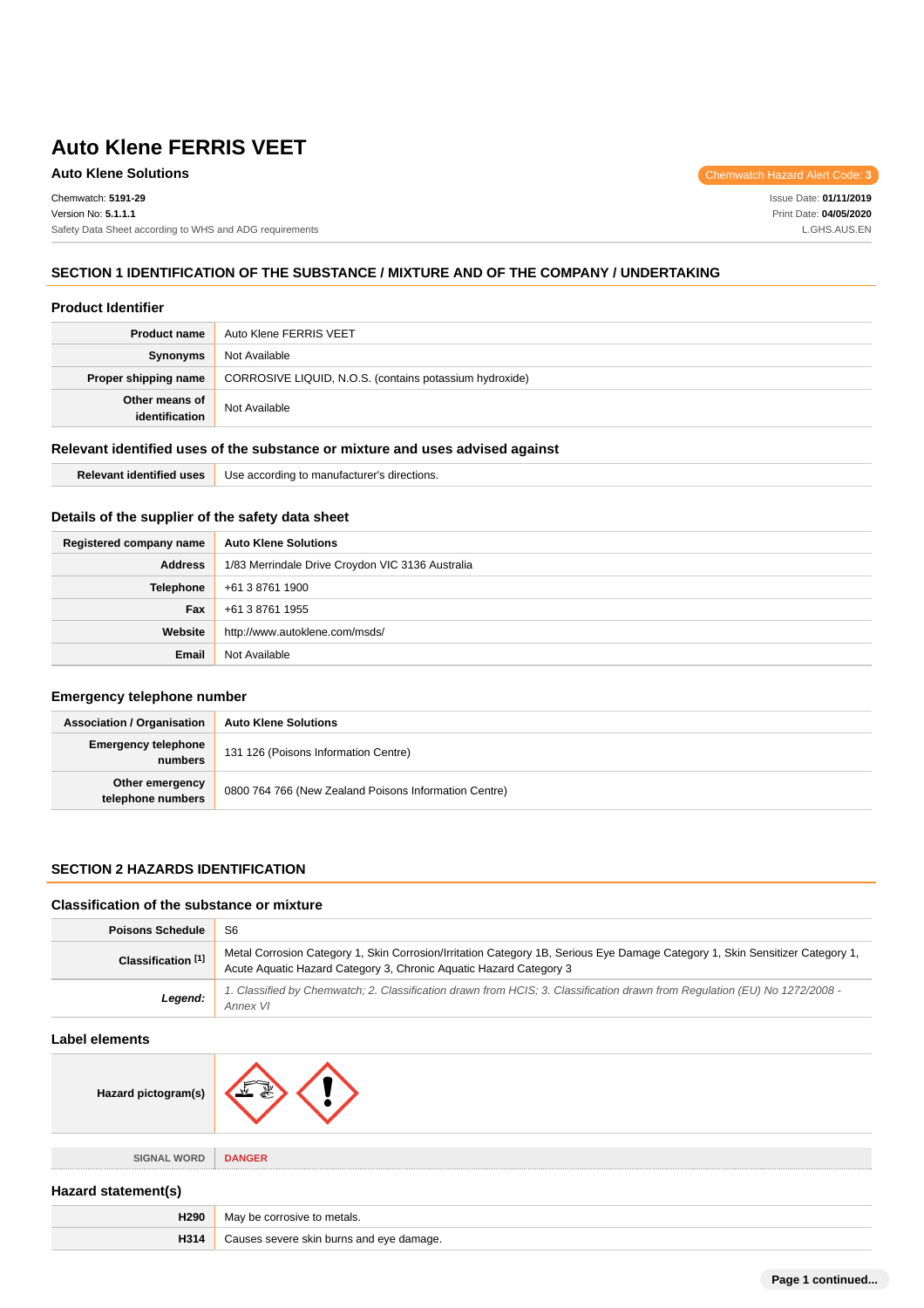# Auto Klene FERRIS VEET

**Auto Klene Solutions**

Chemwatch Hazard Alert Code: **3**

Chemwatch: **5191-29**
Version No: **5.1.1.1**
Safety Data Sheet according to WHS and ADG requirements

Issue Date: **01/11/2019**
Print Date: **04/05/2020**
L.GHS.AUS.EN

## SECTION 1 IDENTIFICATION OF THE SUBSTANCE / MIXTURE AND OF THE COMPANY / UNDERTAKING

### Product Identifier

| | |
|---|---|
| **Product name** | Auto Klene FERRIS VEET |
| **Synonyms** | Not Available |
| **Proper shipping name** | CORROSIVE LIQUID, N.O.S. (contains potassium hydroxide) |
| **Other means of identification** | Not Available |

### Relevant identified uses of the substance or mixture and uses advised against

| | |
|---|---|
| **Relevant identified uses** | Use according to manufacturer's directions. |

### Details of the supplier of the safety data sheet

| | |
|---|---|
| **Registered company name** | **Auto Klene Solutions** |
| **Address** | 1/83 Merrindale Drive Croydon VIC 3136 Australia |
| **Telephone** | +61 3 8761 1900 |
| **Fax** | +61 3 8761 1955 |
| **Website** | http://www.autoklene.com/msds/ |
| **Email** | Not Available |

### Emergency telephone number

| | |
|---|---|
| **Association / Organisation** | **Auto Klene Solutions** |
| **Emergency telephone numbers** | 131 126 (Poisons Information Centre) |
| **Other emergency telephone numbers** | 0800 764 766 (New Zealand Poisons Information Centre) |

## SECTION 2 HAZARDS IDENTIFICATION

### Classification of the substance or mixture

| | |
|---|---|
| **Poisons Schedule** | S6 |
| **Classification [1]** | Metal Corrosion Category 1, Skin Corrosion/Irritation Category 1B, Serious Eye Damage Category 1, Skin Sensitizer Category 1, Acute Aquatic Hazard Category 3, Chronic Aquatic Hazard Category 3 |
| ***Legend:*** | *1. Classified by Chemwatch; 2. Classification drawn from HCIS; 3. Classification drawn from Regulation (EU) No 1272/2008 - Annex VI* |

### Label elements

| | |
|---|---|
| **Hazard pictogram(s)** | |
| SIGNAL WORD | **DANGER** |

### Hazard statement(s)

| | |
|---|---|
| **H290** | May be corrosive to metals. |
| **H314** | Causes severe skin burns and eye damage. |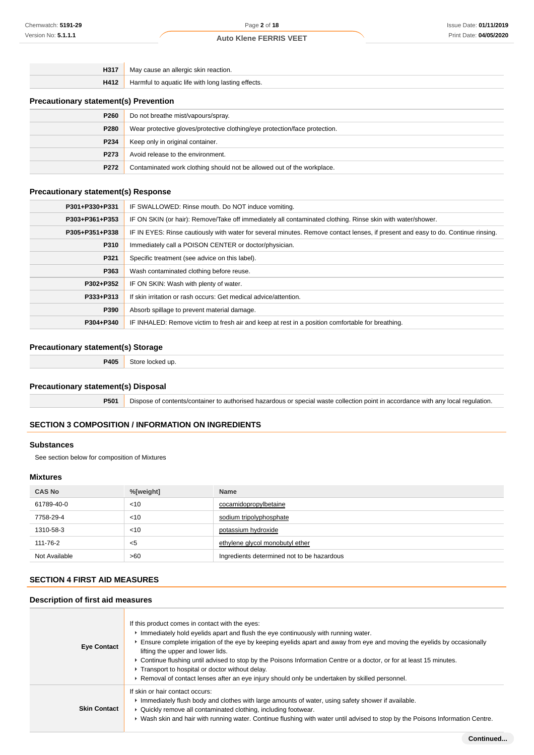| | |
|---|---|
| **H317** | May cause an allergic skin reaction. |
| **H412** | Harmful to aquatic life with long lasting effects. |

### Precautionary statement(s) Prevention

| | |
|---|---|
| **P260** | Do not breathe mist/vapours/spray. |
| **P280** | Wear protective gloves/protective clothing/eye protection/face protection. |
| **P234** | Keep only in original container. |
| **P273** | Avoid release to the environment. |
| **P272** | Contaminated work clothing should not be allowed out of the workplace. |

### Precautionary statement(s) Response

| | |
|---|---|
| **P301+P330+P331** | IF SWALLOWED: Rinse mouth. Do NOT induce vomiting. |
| **P303+P361+P353** | IF ON SKIN (or hair): Remove/Take off immediately all contaminated clothing. Rinse skin with water/shower. |
| **P305+P351+P338** | IF IN EYES: Rinse cautiously with water for several minutes. Remove contact lenses, if present and easy to do. Continue rinsing. |
| **P310** | Immediately call a POISON CENTER or doctor/physician. |
| **P321** | Specific treatment (see advice on this label). |
| **P363** | Wash contaminated clothing before reuse. |
| **P302+P352** | IF ON SKIN: Wash with plenty of water. |
| **P333+P313** | If skin irritation or rash occurs: Get medical advice/attention. |
| **P390** | Absorb spillage to prevent material damage. |
| **P304+P340** | IF INHALED: Remove victim to fresh air and keep at rest in a position comfortable for breathing. |

### Precautionary statement(s) Storage

| | |
|---|---|
| **P405** | Store locked up. |

### Precautionary statement(s) Disposal

| | |
|---|---|
| **P501** | Dispose of contents/container to authorised hazardous or special waste collection point in accordance with any local regulation. |

## SECTION 3 COMPOSITION / INFORMATION ON INGREDIENTS

### Substances

See section below for composition of Mixtures

### Mixtures

| CAS No | %[weight] | Name |
|---|---|---|
| 61789-40-0 | <10 | cocamidopropylbetaine |
| 7758-29-4 | <10 | sodium tripolyphosphate |
| 1310-58-3 | <10 | potassium hydroxide |
| 111-76-2 | <5 | ethylene glycol monobutyl ether |
| Not Available | >60 | Ingredients determined not to be hazardous |

## SECTION 4 FIRST AID MEASURES

### Description of first aid measures

| | |
|---|---|
| **Eye Contact** | If this product comes in contact with the eyes:<br>▸ Immediately hold eyelids apart and flush the eye continuously with running water.<br>▸ Ensure complete irrigation of the eye by keeping eyelids apart and away from eye and moving the eyelids by occasionally lifting the upper and lower lids.<br>▸ Continue flushing until advised to stop by the Poisons Information Centre or a doctor, or for at least 15 minutes.<br>▸ Transport to hospital or doctor without delay.<br>▸ Removal of contact lenses after an eye injury should only be undertaken by skilled personnel. |
| **Skin Contact** | If skin or hair contact occurs:<br>▸ Immediately flush body and clothes with large amounts of water, using safety shower if available.<br>▸ Quickly remove all contaminated clothing, including footwear.<br>▸ Wash skin and hair with running water. Continue flushing with water until advised to stop by the Poisons Information Centre. |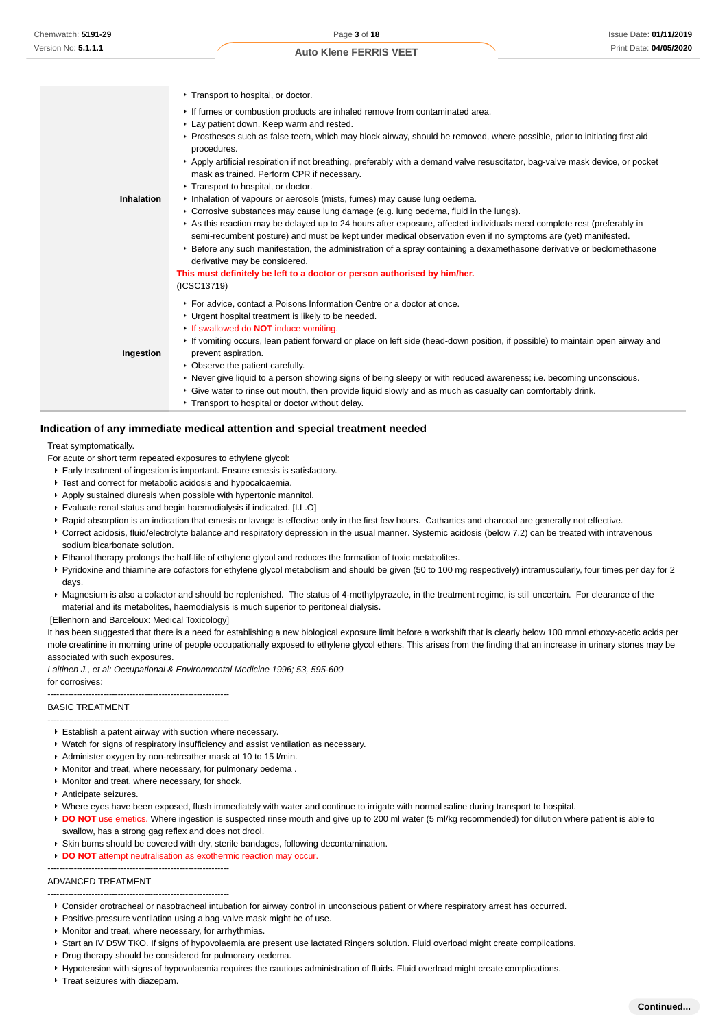| | |
|---|---|
| | ‣ Transport to hospital, or doctor. |
| **Inhalation** | ‣ If fumes or combustion products are inhaled remove from contaminated area.<br>‣ Lay patient down. Keep warm and rested.<br>‣ Prostheses such as false teeth, which may block airway, should be removed, where possible, prior to initiating first aid procedures.<br>‣ Apply artificial respiration if not breathing, preferably with a demand valve resuscitator, bag-valve mask device, or pocket mask as trained. Perform CPR if necessary.<br>‣ Transport to hospital, or doctor.<br>‣ Inhalation of vapours or aerosols (mists, fumes) may cause lung oedema.<br>‣ Corrosive substances may cause lung damage (e.g. lung oedema, fluid in the lungs).<br>‣ As this reaction may be delayed up to 24 hours after exposure, affected individuals need complete rest (preferably in semi-recumbent posture) and must be kept under medical observation even if no symptoms are (yet) manifested.<br>‣ Before any such manifestation, the administration of a spray containing a dexamethasone derivative or beclomethasone derivative may be considered.<br>**This must definitely be left to a doctor or person authorised by him/her.**<br>(ICSC13719) |
| **Ingestion** | ‣ For advice, contact a Poisons Information Centre or a doctor at once.<br>‣ Urgent hospital treatment is likely to be needed.<br>‣ If swallowed do **NOT** induce vomiting.<br>‣ If vomiting occurs, lean patient forward or place on left side (head-down position, if possible) to maintain open airway and prevent aspiration.<br>‣ Observe the patient carefully.<br>‣ Never give liquid to a person showing signs of being sleepy or with reduced awareness; i.e. becoming unconscious.<br>‣ Give water to rinse out mouth, then provide liquid slowly and as much as casualty can comfortably drink.<br>‣ Transport to hospital or doctor without delay. |

### Indication of any immediate medical attention and special treatment needed

Treat symptomatically.
For acute or short term repeated exposures to ethylene glycol:

- Early treatment of ingestion is important. Ensure emesis is satisfactory.
- Test and correct for metabolic acidosis and hypocalcaemia.
- Apply sustained diuresis when possible with hypertonic mannitol.
- Evaluate renal status and begin haemodialysis if indicated. [I.L.O]
- Rapid absorption is an indication that emesis or lavage is effective only in the first few hours. Cathartics and charcoal are generally not effective.
- Correct acidosis, fluid/electrolyte balance and respiratory depression in the usual manner. Systemic acidosis (below 7.2) can be treated with intravenous sodium bicarbonate solution.
- Ethanol therapy prolongs the half-life of ethylene glycol and reduces the formation of toxic metabolites.
- Pyridoxine and thiamine are cofactors for ethylene glycol metabolism and should be given (50 to 100 mg respectively) intramuscularly, four times per day for 2 days.
- Magnesium is also a cofactor and should be replenished. The status of 4-methylpyrazole, in the treatment regime, is still uncertain. For clearance of the material and its metabolites, haemodialysis is much superior to peritoneal dialysis.

[Ellenhorn and Barceloux: Medical Toxicology]
It has been suggested that there is a need for establishing a new biological exposure limit before a workshift that is clearly below 100 mmol ethoxy-acetic acids per mole creatinine in morning urine of people occupationally exposed to ethylene glycol ethers. This arises from the finding that an increase in urinary stones may be associated with such exposures.
*Laitinen J., et al: Occupational & Environmental Medicine 1996; 53, 595-600*
for corrosives:

--------------------------------------------------------------
BASIC TREATMENT
--------------------------------------------------------------

- Establish a patent airway with suction where necessary.
- Watch for signs of respiratory insufficiency and assist ventilation as necessary.
- Administer oxygen by non-rebreather mask at 10 to 15 l/min.
- Monitor and treat, where necessary, for pulmonary oedema .
- Monitor and treat, where necessary, for shock.
- Anticipate seizures.
- Where eyes have been exposed, flush immediately with water and continue to irrigate with normal saline during transport to hospital.
- **DO NOT** use emetics. Where ingestion is suspected rinse mouth and give up to 200 ml water (5 ml/kg recommended) for dilution where patient is able to swallow, has a strong gag reflex and does not drool.
- Skin burns should be covered with dry, sterile bandages, following decontamination.
- **DO NOT** attempt neutralisation as exothermic reaction may occur.

--------------------------------------------------------------
ADVANCED TREATMENT
--------------------------------------------------------------

- Consider orotracheal or nasotracheal intubation for airway control in unconscious patient or where respiratory arrest has occurred.
- Positive-pressure ventilation using a bag-valve mask might be of use.
- Monitor and treat, where necessary, for arrhythmias.
- Start an IV D5W TKO. If signs of hypovolaemia are present use lactated Ringers solution. Fluid overload might create complications.
- Drug therapy should be considered for pulmonary oedema.
- Hypotension with signs of hypovolaemia requires the cautious administration of fluids. Fluid overload might create complications.
- Treat seizures with diazepam.

**Continued...**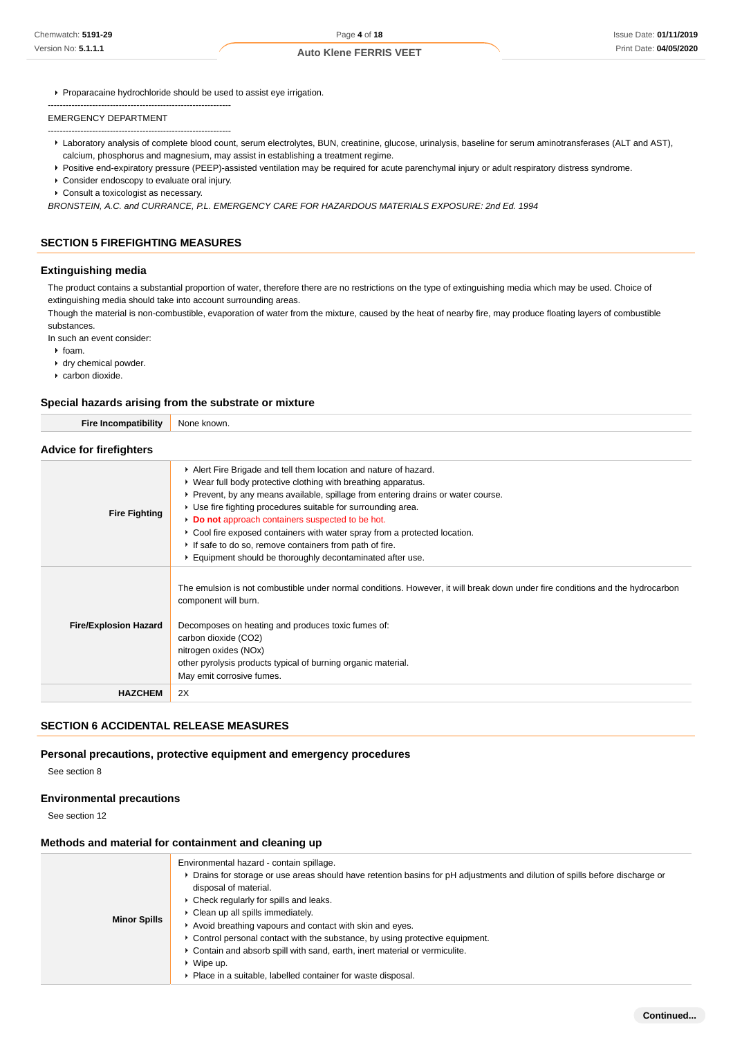- Proparacaine hydrochloride should be used to assist eye irrigation.

--------------------------------------------------------------
EMERGENCY DEPARTMENT
--------------------------------------------------------------

- Laboratory analysis of complete blood count, serum electrolytes, BUN, creatinine, glucose, urinalysis, baseline for serum aminotransferases (ALT and AST), calcium, phosphorus and magnesium, may assist in establishing a treatment regime.
- Positive end-expiratory pressure (PEEP)-assisted ventilation may be required for acute parenchymal injury or adult respiratory distress syndrome.
- Consider endoscopy to evaluate oral injury.
- Consult a toxicologist as necessary.

*BRONSTEIN, A.C. and CURRANCE, P.L. EMERGENCY CARE FOR HAZARDOUS MATERIALS EXPOSURE: 2nd Ed. 1994*

## SECTION 5 FIREFIGHTING MEASURES

### Extinguishing media

The product contains a substantial proportion of water, therefore there are no restrictions on the type of extinguishing media which may be used. Choice of extinguishing media should take into account surrounding areas.
Though the material is non-combustible, evaporation of water from the mixture, caused by the heat of nearby fire, may produce floating layers of combustible substances.
In such an event consider:

- foam.
- dry chemical powder.
- carbon dioxide.

### Special hazards arising from the substrate or mixture

| | |
|---|---|
| **Fire Incompatibility** | None known. |

### Advice for firefighters

| | |
|---|---|
| **Fire Fighting** | - Alert Fire Brigade and tell them location and nature of hazard.<br>- Wear full body protective clothing with breathing apparatus.<br>- Prevent, by any means available, spillage from entering drains or water course.<br>- Use fire fighting procedures suitable for surrounding area.<br>- **Do not** approach containers suspected to be hot.<br>- Cool fire exposed containers with water spray from a protected location.<br>- If safe to do so, remove containers from path of fire.<br>- Equipment should be thoroughly decontaminated after use. |
| **Fire/Explosion Hazard** | The emulsion is not combustible under normal conditions. However, it will break down under fire conditions and the hydrocarbon component will burn.<br><br>Decomposes on heating and produces toxic fumes of:<br>carbon dioxide ($CO_2$)<br>nitrogen oxides ($NO_x$)<br>other pyrolysis products typical of burning organic material.<br>May emit corrosive fumes. |
| **HAZCHEM** | 2X |

## SECTION 6 ACCIDENTAL RELEASE MEASURES

### Personal precautions, protective equipment and emergency procedures

See section 8

### Environmental precautions

See section 12

### Methods and material for containment and cleaning up

| | |
|---|---|
| **Minor Spills** | Environmental hazard - contain spillage.<br>- Drains for storage or use areas should have retention basins for pH adjustments and dilution of spills before discharge or disposal of material.<br>- Check regularly for spills and leaks.<br>- Clean up all spills immediately.<br>- Avoid breathing vapours and contact with skin and eyes.<br>- Control personal contact with the substance, by using protective equipment.<br>- Contain and absorb spill with sand, earth, inert material or vermiculite.<br>- Wipe up.<br>- Place in a suitable, labelled container for waste disposal. |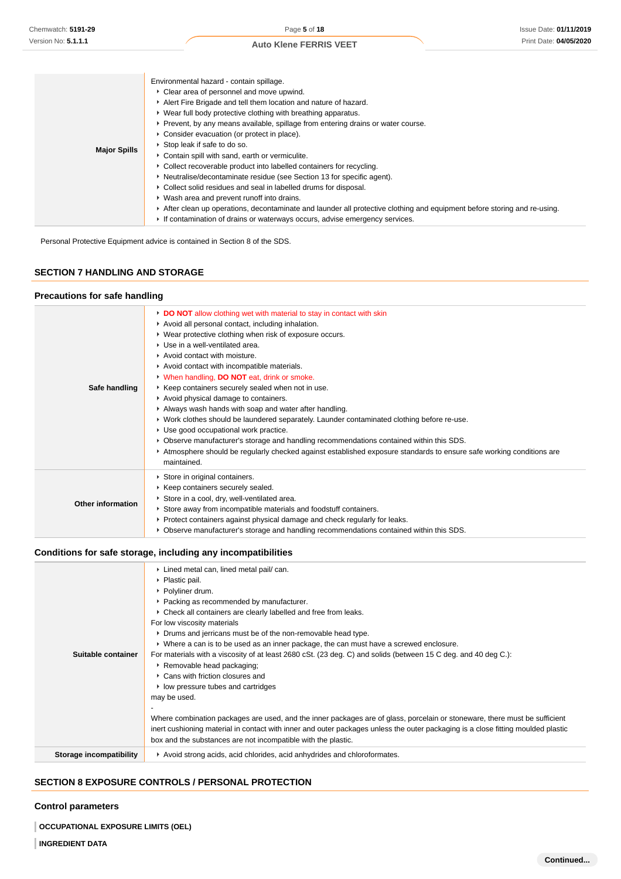| | |
|---|---|
| **Major Spills** | Environmental hazard - contain spillage.<br>▸ Clear area of personnel and move upwind.<br>▸ Alert Fire Brigade and tell them location and nature of hazard.<br>▸ Wear full body protective clothing with breathing apparatus.<br>▸ Prevent, by any means available, spillage from entering drains or water course.<br>▸ Consider evacuation (or protect in place).<br>▸ Stop leak if safe to do so.<br>▸ Contain spill with sand, earth or vermiculite.<br>▸ Collect recoverable product into labelled containers for recycling.<br>▸ Neutralise/decontaminate residue (see Section 13 for specific agent).<br>▸ Collect solid residues and seal in labelled drums for disposal.<br>▸ Wash area and prevent runoff into drains.<br>▸ After clean up operations, decontaminate and launder all protective clothing and equipment before storing and re-using.<br>▸ If contamination of drains or waterways occurs, advise emergency services. |

Personal Protective Equipment advice is contained in Section 8 of the SDS.

## SECTION 7 HANDLING AND STORAGE

### Precautions for safe handling

| | |
|---|---|
| **Safe handling** | ▸ **DO NOT** allow clothing wet with material to stay in contact with skin<br>▸ Avoid all personal contact, including inhalation.<br>▸ Wear protective clothing when risk of exposure occurs.<br>▸ Use in a well-ventilated area.<br>▸ Avoid contact with moisture.<br>▸ Avoid contact with incompatible materials.<br>▸ When handling, **DO NOT** eat, drink or smoke.<br>▸ Keep containers securely sealed when not in use.<br>▸ Avoid physical damage to containers.<br>▸ Always wash hands with soap and water after handling.<br>▸ Work clothes should be laundered separately. Launder contaminated clothing before re-use.<br>▸ Use good occupational work practice.<br>▸ Observe manufacturer's storage and handling recommendations contained within this SDS.<br>▸ Atmosphere should be regularly checked against established exposure standards to ensure safe working conditions are maintained. |
| **Other information** | ▸ Store in original containers.<br>▸ Keep containers securely sealed.<br>▸ Store in a cool, dry, well-ventilated area.<br>▸ Store away from incompatible materials and foodstuff containers.<br>▸ Protect containers against physical damage and check regularly for leaks.<br>▸ Observe manufacturer's storage and handling recommendations contained within this SDS. |

### Conditions for safe storage, including any incompatibilities

| | |
|---|---|
| **Suitable container** | ▸ Lined metal can, lined metal pail/ can.<br>▸ Plastic pail.<br>▸ Polyliner drum.<br>▸ Packing as recommended by manufacturer.<br>▸ Check all containers are clearly labelled and free from leaks.<br>For low viscosity materials<br>▸ Drums and jerricans must be of the non-removable head type.<br>▸ Where a can is to be used as an inner package, the can must have a screwed enclosure.<br>For materials with a viscosity of at least 2680 cSt. (23 deg. C) and solids (between 15 C deg. and 40 deg C.):<br>▸ Removable head packaging;<br>▸ Cans with friction closures and<br>▸ low pressure tubes and cartridges<br>may be used.<br>-<br>Where combination packages are used, and the inner packages are of glass, porcelain or stoneware, there must be sufficient inert cushioning material in contact with inner and outer packages unless the outer packaging is a close fitting moulded plastic box and the substances are not incompatible with the plastic. |
| **Storage incompatibility** | ▸ Avoid strong acids, acid chlorides, acid anhydrides and chloroformates. |

## SECTION 8 EXPOSURE CONTROLS / PERSONAL PROTECTION

### Control parameters

**OCCUPATIONAL EXPOSURE LIMITS (OEL)**

**INGREDIENT DATA**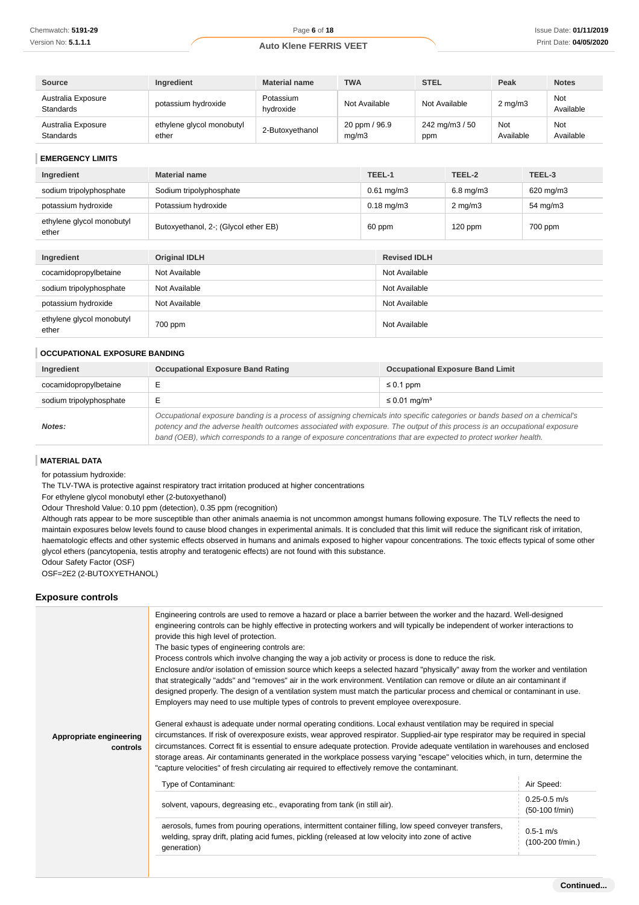| Source | Ingredient | Material name | TWA | STEL | Peak | Notes |
|---|---|---|---|---|---|---|
| Australia Exposure Standards | potassium hydroxide | Potassium hydroxide | Not Available | Not Available | 2 mg/m3 | Not Available |
| Australia Exposure Standards | ethylene glycol monobutyl ether | 2-Butoxyethanol | 20 ppm / 96.9 mg/m3 | 242 mg/m3 / 50 ppm | Not Available | Not Available |

### EMERGENCY LIMITS

| Ingredient | Material name | TEEL-1 | TEEL-2 | TEEL-3 |
|---|---|---|---|---|
| sodium tripolyphosphate | Sodium tripolyphosphate | 0.61 mg/m3 | 6.8 mg/m3 | 620 mg/m3 |
| potassium hydroxide | Potassium hydroxide | 0.18 mg/m3 | 2 mg/m3 | 54 mg/m3 |
| ethylene glycol monobutyl ether | Butoxyethanol, 2-; (Glycol ether EB) | 60 ppm | 120 ppm | 700 ppm |

| Ingredient | Original IDLH | Revised IDLH |
|---|---|---|
| cocamidopropylbetaine | Not Available | Not Available |
| sodium tripolyphosphate | Not Available | Not Available |
| potassium hydroxide | Not Available | Not Available |
| ethylene glycol monobutyl ether | 700 ppm | Not Available |

### OCCUPATIONAL EXPOSURE BANDING

| Ingredient | Occupational Exposure Band Rating | Occupational Exposure Band Limit |
|---|---|---|
| cocamidopropylbetaine | E | ≤ 0.1 ppm |
| sodium tripolyphosphate | E | ≤ 0.01 mg/m³ |
| ***Notes:*** | *Occupational exposure banding is a process of assigning chemicals into specific categories or bands based on a chemical's potency and the adverse health outcomes associated with exposure. The output of this process is an occupational exposure band (OEB), which corresponds to a range of exposure concentrations that are expected to protect worker health.* | |

### MATERIAL DATA

for potassium hydroxide:
The TLV-TWA is protective against respiratory tract irritation produced at higher concentrations
For ethylene glycol monobutyl ether (2-butoxyethanol)
Odour Threshold Value: 0.10 ppm (detection), 0.35 ppm (recognition)
Although rats appear to be more susceptible than other animals anaemia is not uncommon amongst humans following exposure. The TLV reflects the need to maintain exposures below levels found to cause blood changes in experimental animals. It is concluded that this limit will reduce the significant risk of irritation, haematologic effects and other systemic effects observed in humans and animals exposed to higher vapour concentrations. The toxic effects typical of some other glycol ethers (pancytopenia, testis atrophy and teratogenic effects) are not found with this substance.
Odour Safety Factor (OSF)
OSF=2E2 (2-BUTOXYETHANOL)

## Exposure controls

**Appropriate engineering controls**

Engineering controls are used to remove a hazard or place a barrier between the worker and the hazard. Well-designed engineering controls can be highly effective in protecting workers and will typically be independent of worker interactions to provide this high level of protection.
The basic types of engineering controls are:
Process controls which involve changing the way a job activity or process is done to reduce the risk.
Enclosure and/or isolation of emission source which keeps a selected hazard "physically" away from the worker and ventilation that strategically "adds" and "removes" air in the work environment. Ventilation can remove or dilute an air contaminant if designed properly. The design of a ventilation system must match the particular process and chemical or contaminant in use.
Employers may need to use multiple types of controls to prevent employee overexposure.

General exhaust is adequate under normal operating conditions. Local exhaust ventilation may be required in special circumstances. If risk of overexposure exists, wear approved respirator. Supplied-air type respirator may be required in special circumstances. Correct fit is essential to ensure adequate protection. Provide adequate ventilation in warehouses and enclosed storage areas. Air contaminants generated in the workplace possess varying "escape" velocities which, in turn, determine the "capture velocities" of fresh circulating air required to effectively remove the contaminant.

| Type of Contaminant: | Air Speed: |
|---|---|
| solvent, vapours, degreasing etc., evaporating from tank (in still air). | 0.25-0.5 m/s (50-100 f/min) |
| aerosols, fumes from pouring operations, intermittent container filling, low speed conveyer transfers, welding, spray drift, plating acid fumes, pickling (released at low velocity into zone of active generation) | 0.5-1 m/s (100-200 f/min.) |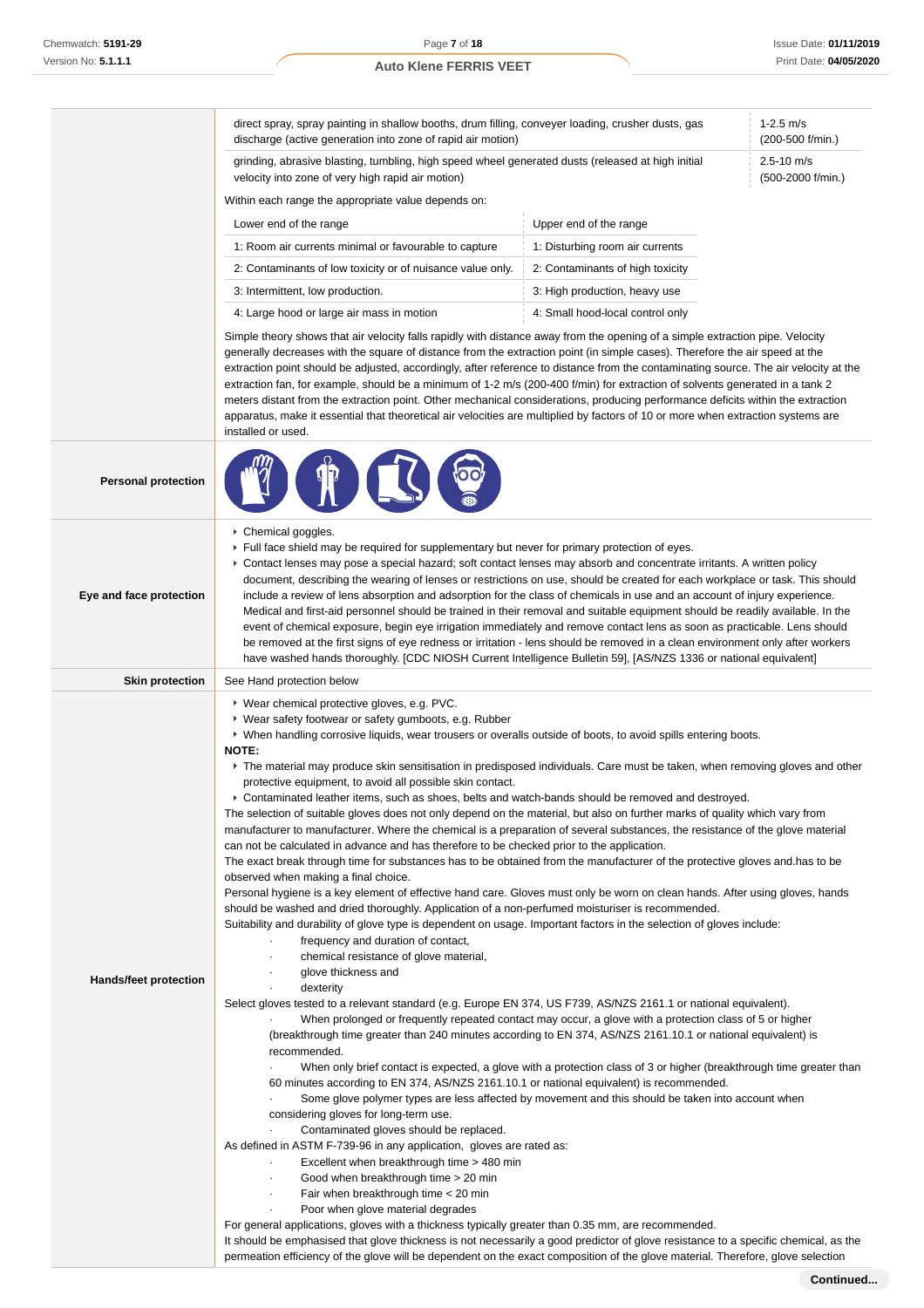| | | |
|---|---|---|
| | direct spray, spray painting in shallow booths, drum filling, conveyer loading, crusher dusts, gas discharge (active generation into zone of rapid air motion) | 1-2.5 m/s (200-500 f/min.) |
| | grinding, abrasive blasting, tumbling, high speed wheel generated dusts (released at high initial velocity into zone of very high rapid air motion) | 2.5-10 m/s (500-2000 f/min.) |

Within each range the appropriate value depends on:

| Lower end of the range | Upper end of the range |
|---|---|
| 1: Room air currents minimal or favourable to capture | 1: Disturbing room air currents |
| 2: Contaminants of low toxicity or of nuisance value only. | 2: Contaminants of high toxicity |
| 3: Intermittent, low production. | 3: High production, heavy use |
| 4: Large hood or large air mass in motion | 4: Small hood-local control only |

Simple theory shows that air velocity falls rapidly with distance away from the opening of a simple extraction pipe. Velocity generally decreases with the square of distance from the extraction point (in simple cases). Therefore the air speed at the extraction point should be adjusted, accordingly, after reference to distance from the contaminating source. The air velocity at the extraction fan, for example, should be a minimum of 1-2 m/s (200-400 f/min) for extraction of solvents generated in a tank 2 meters distant from the extraction point. Other mechanical considerations, producing performance deficits within the extraction apparatus, make it essential that theoretical air velocities are multiplied by factors of 10 or more when extraction systems are installed or used.

**Personal protection**

**Eye and face protection**

- Chemical goggles.
- Full face shield may be required for supplementary but never for primary protection of eyes.
- Contact lenses may pose a special hazard; soft contact lenses may absorb and concentrate irritants. A written policy document, describing the wearing of lenses or restrictions on use, should be created for each workplace or task. This should include a review of lens absorption and adsorption for the class of chemicals in use and an account of injury experience. Medical and first-aid personnel should be trained in their removal and suitable equipment should be readily available. In the event of chemical exposure, begin eye irrigation immediately and remove contact lens as soon as practicable. Lens should be removed at the first signs of eye redness or irritation - lens should be removed in a clean environment only after workers have washed hands thoroughly. [CDC NIOSH Current Intelligence Bulletin 59], [AS/NZS 1336 or national equivalent]

**Skin protection**

See Hand protection below

**Hands/feet protection**

- Wear chemical protective gloves, e.g. PVC.
- Wear safety footwear or safety gumboots, e.g. Rubber
- When handling corrosive liquids, wear trousers or overalls outside of boots, to avoid spills entering boots.

**NOTE:**

- The material may produce skin sensitisation in predisposed individuals. Care must be taken, when removing gloves and other protective equipment, to avoid all possible skin contact.
- Contaminated leather items, such as shoes, belts and watch-bands should be removed and destroyed.

The selection of suitable gloves does not only depend on the material, but also on further marks of quality which vary from manufacturer to manufacturer. Where the chemical is a preparation of several substances, the resistance of the glove material can not be calculated in advance and has therefore to be checked prior to the application.

The exact break through time for substances has to be obtained from the manufacturer of the protective gloves and.has to be observed when making a final choice.

Personal hygiene is a key element of effective hand care. Gloves must only be worn on clean hands. After using gloves, hands should be washed and dried thoroughly. Application of a non-perfumed moisturiser is recommended.

Suitability and durability of glove type is dependent on usage. Important factors in the selection of gloves include:

- frequency and duration of contact,
- chemical resistance of glove material,
- glove thickness and
- dexterity

Select gloves tested to a relevant standard (e.g. Europe EN 374, US F739, AS/NZS 2161.1 or national equivalent).

- When prolonged or frequently repeated contact may occur, a glove with a protection class of 5 or higher (breakthrough time greater than 240 minutes according to EN 374, AS/NZS 2161.10.1 or national equivalent) is recommended.
- When only brief contact is expected, a glove with a protection class of 3 or higher (breakthrough time greater than 60 minutes according to EN 374, AS/NZS 2161.10.1 or national equivalent) is recommended.
- Some glove polymer types are less affected by movement and this should be taken into account when considering gloves for long-term use.
- Contaminated gloves should be replaced.

As defined in ASTM F-739-96 in any application, gloves are rated as:

- Excellent when breakthrough time > 480 min
- Good when breakthrough time > 20 min
- Fair when breakthrough time < 20 min
- Poor when glove material degrades

For general applications, gloves with a thickness typically greater than 0.35 mm, are recommended.

It should be emphasised that glove thickness is not necessarily a good predictor of glove resistance to a specific chemical, as the permeation efficiency of the glove will be dependent on the exact composition of the glove material. Therefore, glove selection

**Continued...**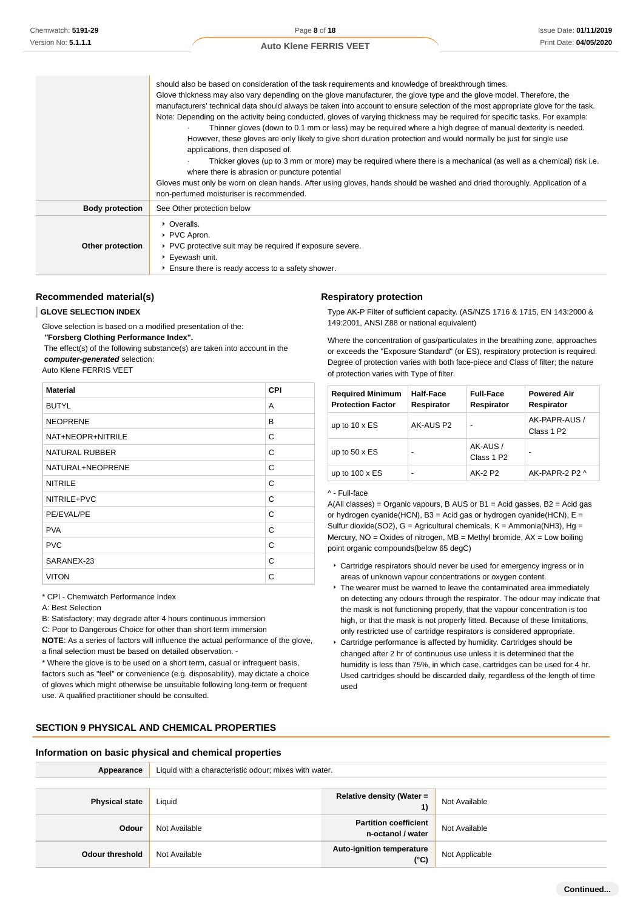| | |
|---|---|
| | should also be based on consideration of the task requirements and knowledge of breakthrough times.<br>Glove thickness may also vary depending on the glove manufacturer, the glove type and the glove model. Therefore, the manufacturers' technical data should always be taken into account to ensure selection of the most appropriate glove for the task.<br>Note: Depending on the activity being conducted, gloves of varying thickness may be required for specific tasks. For example:<br>· Thinner gloves (down to 0.1 mm or less) may be required where a high degree of manual dexterity is needed. However, these gloves are only likely to give short duration protection and would normally be just for single use applications, then disposed of.<br>· Thicker gloves (up to 3 mm or more) may be required where there is a mechanical (as well as a chemical) risk i.e. where there is abrasion or puncture potential<br>Gloves must only be worn on clean hands. After using gloves, hands should be washed and dried thoroughly. Application of a non-perfumed moisturiser is recommended. |
| **Body protection** | See Other protection below |
| **Other protection** | ‣ Overalls.<br>‣ PVC Apron.<br>‣ PVC protective suit may be required if exposure severe.<br>‣ Eyewash unit.<br>‣ Ensure there is ready access to a safety shower. |

### Recommended material(s)

**GLOVE SELECTION INDEX**

Glove selection is based on a modified presentation of the:
***"Forsberg Clothing Performance Index".***
The effect(s) of the following substance(s) are taken into account in the ***computer-generated*** selection:
Auto Klene FERRIS VEET

| Material | CPI |
|---|---|
| BUTYL | A |
| NEOPRENE | B |
| NAT+NEOPR+NITRILE | C |
| NATURAL RUBBER | C |
| NATURAL+NEOPRENE | C |
| NITRILE | C |
| NITRILE+PVC | C |
| PE/EVAL/PE | C |
| PVA | C |
| PVC | C |
| SARANEX-23 | C |
| VITON | C |

* CPI - Chemwatch Performance Index
A: Best Selection
B: Satisfactory; may degrade after 4 hours continuous immersion
C: Poor to Dangerous Choice for other than short term immersion
**NOTE**: As a series of factors will influence the actual performance of the glove, a final selection must be based on detailed observation. -
* Where the glove is to be used on a short term, casual or infrequent basis, factors such as "feel" or convenience (e.g. disposability), may dictate a choice of gloves which might otherwise be unsuitable following long-term or frequent use. A qualified practitioner should be consulted.

### Respiratory protection

Type AK-P Filter of sufficient capacity. (AS/NZS 1716 & 1715, EN 143:2000 & 149:2001, ANSI Z88 or national equivalent)

Where the concentration of gas/particulates in the breathing zone, approaches or exceeds the "Exposure Standard" (or ES), respiratory protection is required. Degree of protection varies with both face-piece and Class of filter; the nature of protection varies with Type of filter.

| Required Minimum Protection Factor | Half-Face Respirator | Full-Face Respirator | Powered Air Respirator |
|---|---|---|---|
| up to 10 x ES | AK-AUS P2 | - | AK-PAPR-AUS / Class 1 P2 |
| up to 50 x ES | - | AK-AUS / Class 1 P2 | - |
| up to 100 x ES | - | AK-2 P2 | AK-PAPR-2 P2 ^ |

^ - Full-face
A(All classes) = Organic vapours, B AUS or B1 = Acid gasses, B2 = Acid gas or hydrogen cyanide(HCN), B3 = Acid gas or hydrogen cyanide(HCN), E = Sulfur dioxide($SO_2$), G = Agricultural chemicals, K = Ammonia($NH_3$), Hg = Mercury, NO = Oxides of nitrogen, MB = Methyl bromide, AX = Low boiling point organic compounds(below 65 degC)

- Cartridge respirators should never be used for emergency ingress or in areas of unknown vapour concentrations or oxygen content.
- The wearer must be warned to leave the contaminated area immediately on detecting any odours through the respirator. The odour may indicate that the mask is not functioning properly, that the vapour concentration is too high, or that the mask is not properly fitted. Because of these limitations, only restricted use of cartridge respirators is considered appropriate.
- Cartridge performance is affected by humidity. Cartridges should be changed after 2 hr of continuous use unless it is determined that the humidity is less than 75%, in which case, cartridges can be used for 4 hr. Used cartridges should be discarded daily, regardless of the length of time used

## SECTION 9 PHYSICAL AND CHEMICAL PROPERTIES

### Information on basic physical and chemical properties

| | | | |
|---|---|---|---|
| **Appearance** | Liquid with a characteristic odour; mixes with water. | | |
| **Physical state** | Liquid | **Relative density (Water = 1)** | Not Available |
| **Odour** | Not Available | **Partition coefficient n-octanol / water** | Not Available |
| **Odour threshold** | Not Available | **Auto-ignition temperature (°C)** | Not Applicable |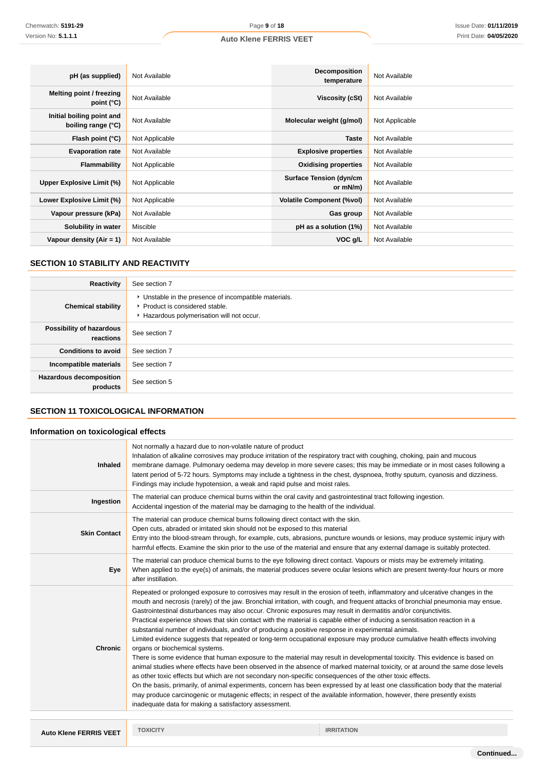| | | | |
|---|---|---|---|
| **pH (as supplied)** | Not Available | **Decomposition temperature** | Not Available |
| **Melting point / freezing point (°C)** | Not Available | **Viscosity (cSt)** | Not Available |
| **Initial boiling point and boiling range (°C)** | Not Available | **Molecular weight (g/mol)** | Not Applicable |
| **Flash point (°C)** | Not Applicable | **Taste** | Not Available |
| **Evaporation rate** | Not Available | **Explosive properties** | Not Available |
| **Flammability** | Not Applicable | **Oxidising properties** | Not Available |
| **Upper Explosive Limit (%)** | Not Applicable | **Surface Tension (dyn/cm or mN/m)** | Not Available |
| **Lower Explosive Limit (%)** | Not Applicable | **Volatile Component (%vol)** | Not Available |
| **Vapour pressure (kPa)** | Not Available | **Gas group** | Not Available |
| **Solubility in water** | Miscible | **pH as a solution (1%)** | Not Available |
| **Vapour density (Air = 1)** | Not Available | **VOC g/L** | Not Available |

## SECTION 10 STABILITY AND REACTIVITY

| | |
|---|---|
| **Reactivity** | See section 7 |
| **Chemical stability** | ‣ Unstable in the presence of incompatible materials.<br>‣ Product is considered stable.<br>‣ Hazardous polymerisation will not occur. |
| **Possibility of hazardous reactions** | See section 7 |
| **Conditions to avoid** | See section 7 |
| **Incompatible materials** | See section 7 |
| **Hazardous decomposition products** | See section 5 |

## SECTION 11 TOXICOLOGICAL INFORMATION

### Information on toxicological effects

| | |
|---|---|
| **Inhaled** | Not normally a hazard due to non-volatile nature of product<br>Inhalation of alkaline corrosives may produce irritation of the respiratory tract with coughing, choking, pain and mucous membrane damage. Pulmonary oedema may develop in more severe cases; this may be immediate or in most cases following a latent period of 5-72 hours. Symptoms may include a tightness in the chest, dyspnoea, frothy sputum, cyanosis and dizziness. Findings may include hypotension, a weak and rapid pulse and moist rales. |
| **Ingestion** | The material can produce chemical burns within the oral cavity and gastrointestinal tract following ingestion.<br>Accidental ingestion of the material may be damaging to the health of the individual. |
| **Skin Contact** | The material can produce chemical burns following direct contact with the skin.<br>Open cuts, abraded or irritated skin should not be exposed to this material<br>Entry into the blood-stream through, for example, cuts, abrasions, puncture wounds or lesions, may produce systemic injury with harmful effects. Examine the skin prior to the use of the material and ensure that any external damage is suitably protected. |
| **Eye** | The material can produce chemical burns to the eye following direct contact. Vapours or mists may be extremely irritating.<br>When applied to the eye(s) of animals, the material produces severe ocular lesions which are present twenty-four hours or more after instillation. |
| **Chronic** | Repeated or prolonged exposure to corrosives may result in the erosion of teeth, inflammatory and ulcerative changes in the mouth and necrosis (rarely) of the jaw. Bronchial irritation, with cough, and frequent attacks of bronchial pneumonia may ensue. Gastrointestinal disturbances may also occur. Chronic exposures may result in dermatitis and/or conjunctivitis.<br>Practical experience shows that skin contact with the material is capable either of inducing a sensitisation reaction in a substantial number of individuals, and/or of producing a positive response in experimental animals.<br>Limited evidence suggests that repeated or long-term occupational exposure may produce cumulative health effects involving organs or biochemical systems.<br>There is some evidence that human exposure to the material may result in developmental toxicity. This evidence is based on animal studies where effects have been observed in the absence of marked maternal toxicity, or at around the same dose levels as other toxic effects but which are not secondary non-specific consequences of the other toxic effects.<br>On the basis, primarily, of animal experiments, concern has been expressed by at least one classification body that the material may produce carcinogenic or mutagenic effects; in respect of the available information, however, there presently exists inadequate data for making a satisfactory assessment. |

| | | |
|---|---|---|
| **Auto Klene FERRIS VEET** | **TOXICITY** | **IRRITATION** |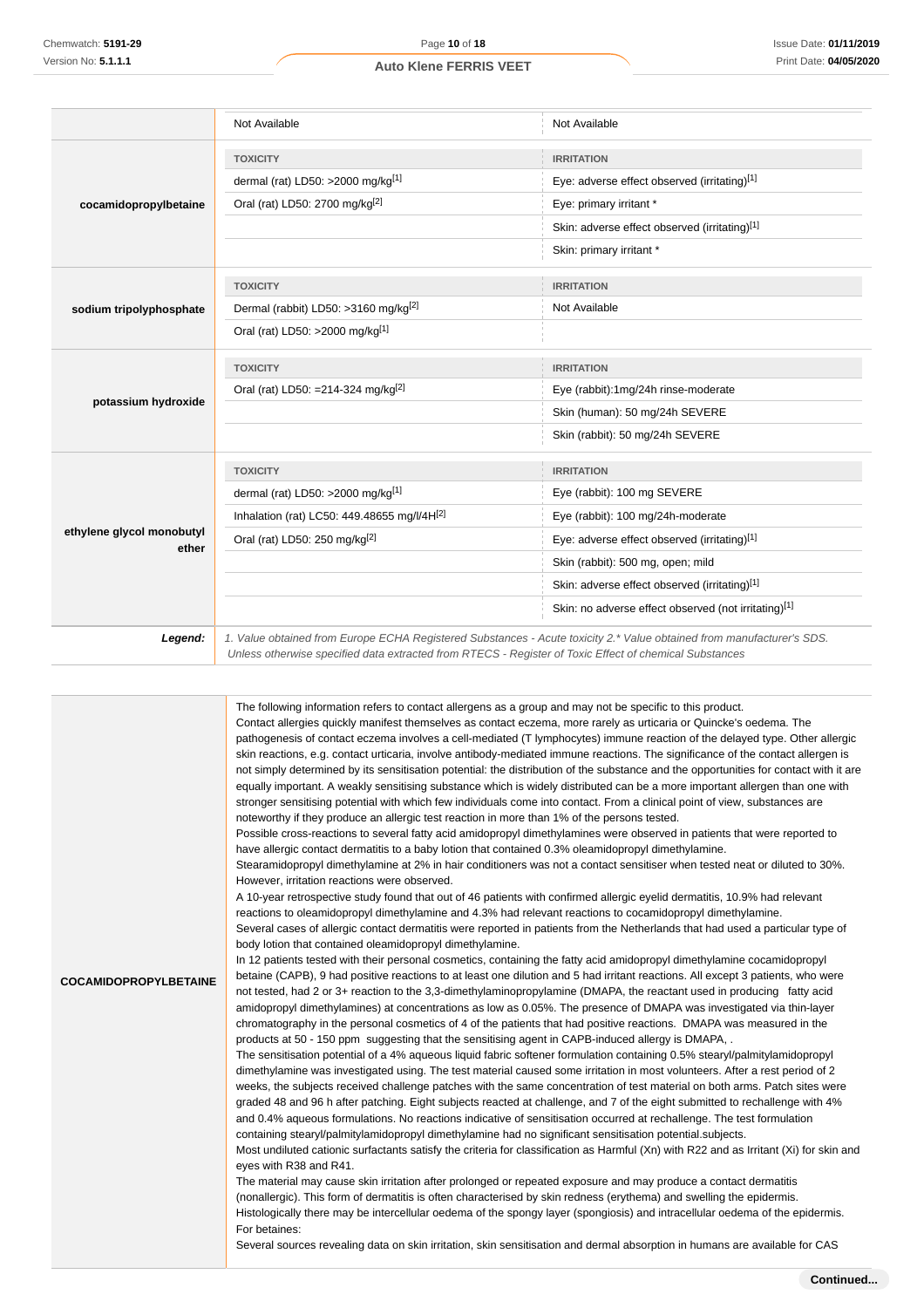| | | |
|---|---|---|
| | Not Available | Not Available |
| **cocamidopropylbetaine** | **TOXICITY** | **IRRITATION** |
| | dermal (rat) LD50: >2000 mg/kg[1] | Eye: adverse effect observed (irritating)[1] |
| | Oral (rat) LD50: 2700 mg/kg[2] | Eye: primary irritant * |
| | | Skin: adverse effect observed (irritating)[1] |
| | | Skin: primary irritant * |
| **sodium tripolyphosphate** | **TOXICITY** | **IRRITATION** |
| | Dermal (rabbit) LD50: >3160 mg/kg[2] | Not Available |
| | Oral (rat) LD50: >2000 mg/kg[1] | |
| **potassium hydroxide** | **TOXICITY** | **IRRITATION** |
| | Oral (rat) LD50: =214-324 mg/kg[2] | Eye (rabbit):1mg/24h rinse-moderate |
| | | Skin (human): 50 mg/24h SEVERE |
| | | Skin (rabbit): 50 mg/24h SEVERE |
| **ethylene glycol monobutyl ether** | **TOXICITY** | **IRRITATION** |
| | dermal (rat) LD50: >2000 mg/kg[1] | Eye (rabbit): 100 mg SEVERE |
| | Inhalation (rat) LC50: 449.48655 mg/l/4H[2] | Eye (rabbit): 100 mg/24h-moderate |
| | Oral (rat) LD50: 250 mg/kg[2] | Eye: adverse effect observed (irritating)[1] |
| | | Skin (rabbit): 500 mg, open; mild |
| | | Skin: adverse effect observed (irritating)[1] |
| | | Skin: no adverse effect observed (not irritating)[1] |
| ***Legend:*** | *1. Value obtained from Europe ECHA Registered Substances - Acute toxicity 2.* Value obtained from manufacturer's SDS. Unless otherwise specified data extracted from RTECS - Register of Toxic Effect of chemical Substances* | |

| | |
|---|---|
| **COCAMIDOPROPYLBETAINE** | The following information refers to contact allergens as a group and may not be specific to this product.<br>Contact allergies quickly manifest themselves as contact eczema, more rarely as urticaria or Quincke's oedema. The pathogenesis of contact eczema involves a cell-mediated (T lymphocytes) immune reaction of the delayed type. Other allergic skin reactions, e.g. contact urticaria, involve antibody-mediated immune reactions. The significance of the contact allergen is not simply determined by its sensitisation potential: the distribution of the substance and the opportunities for contact with it are equally important. A weakly sensitising substance which is widely distributed can be a more important allergen than one with stronger sensitising potential with which few individuals come into contact. From a clinical point of view, substances are noteworthy if they produce an allergic test reaction in more than 1% of the persons tested.<br>Possible cross-reactions to several fatty acid amidopropyl dimethylamines were observed in patients that were reported to have allergic contact dermatitis to a baby lotion that contained 0.3% oleamidopropyl dimethylamine.<br>Stearamidopropyl dimethylamine at 2% in hair conditioners was not a contact sensitiser when tested neat or diluted to 30%. However, irritation reactions were observed.<br>A 10-year retrospective study found that out of 46 patients with confirmed allergic eyelid dermatitis, 10.9% had relevant reactions to oleamidopropyl dimethylamine and 4.3% had relevant reactions to cocamidopropyl dimethylamine.<br>Several cases of allergic contact dermatitis were reported in patients from the Netherlands that had used a particular type of body lotion that contained oleamidopropyl dimethylamine.<br>In 12 patients tested with their personal cosmetics, containing the fatty acid amidopropyl dimethylamine cocamidopropyl betaine (CAPB), 9 had positive reactions to at least one dilution and 5 had irritant reactions. All except 3 patients, who were not tested, had 2 or 3+ reaction to the 3,3-dimethylaminopropylamine (DMAPA, the reactant used in producing fatty acid amidopropyl dimethylamines) at concentrations as low as 0.05%. The presence of DMAPA was investigated via thin-layer chromatography in the personal cosmetics of 4 of the patients that had positive reactions. DMAPA was measured in the products at 50 - 150 ppm suggesting that the sensitising agent in CAPB-induced allergy is DMAPA, .<br>The sensitisation potential of a 4% aqueous liquid fabric softener formulation containing 0.5% stearyl/palmitylamidopropyl dimethylamine was investigated using. The test material caused some irritation in most volunteers. After a rest period of 2 weeks, the subjects received challenge patches with the same concentration of test material on both arms. Patch sites were graded 48 and 96 h after patching. Eight subjects reacted at challenge, and 7 of the eight submitted to rechallenge with 4% and 0.4% aqueous formulations. No reactions indicative of sensitisation occurred at rechallenge. The test formulation containing stearyl/palmitylamidopropyl dimethylamine had no significant sensitisation potential.subjects.<br>Most undiluted cationic surfactants satisfy the criteria for classification as Harmful (Xn) with R22 and as Irritant (Xi) for skin and eyes with R38 and R41.<br>The material may cause skin irritation after prolonged or repeated exposure and may produce a contact dermatitis (nonallergic). This form of dermatitis is often characterised by skin redness (erythema) and swelling the epidermis. Histologically there may be intercellular oedema of the spongy layer (spongiosis) and intracellular oedema of the epidermis.<br>For betaines:<br>Several sources revealing data on skin irritation, skin sensitisation and dermal absorption in humans are available for CAS |

**Continued...**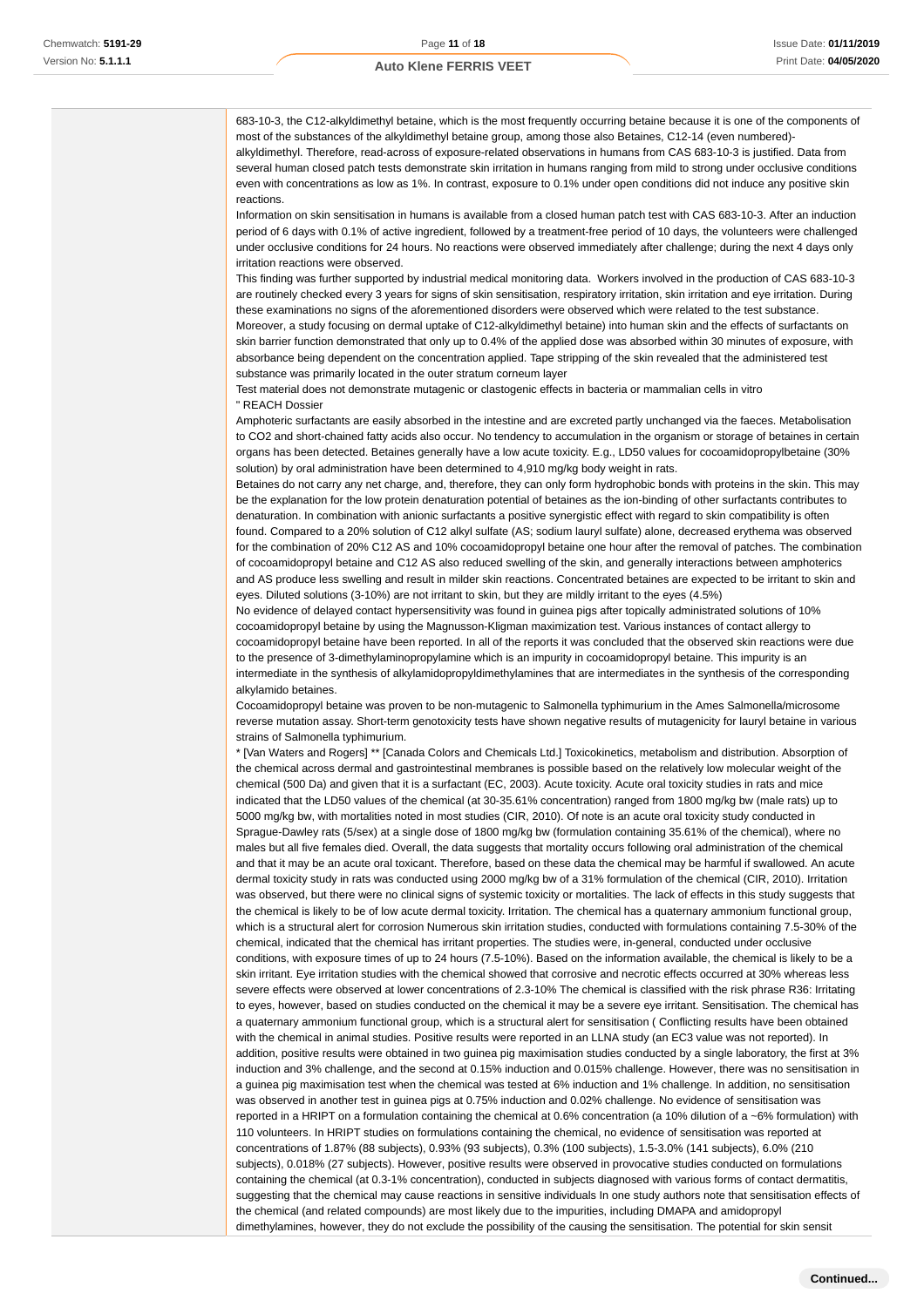| | |
|---|---|
| | 683-10-3, the C12-alkyldimethyl betaine, which is the most frequently occurring betaine because it is one of the components of most of the substances of the alkyldimethyl betaine group, among those also Betaines, C12-14 (even numbered)-alkyldimethyl. Therefore, read-across of exposure-related observations in humans from CAS 683-10-3 is justified. Data from several human closed patch tests demonstrate skin irritation in humans ranging from mild to strong under occlusive conditions even with concentrations as low as 1%. In contrast, exposure to 0.1% under open conditions did not induce any positive skin reactions.<br>Information on skin sensitisation in humans is available from a closed human patch test with CAS 683-10-3. After an induction period of 6 days with 0.1% of active ingredient, followed by a treatment-free period of 10 days, the volunteers were challenged under occlusive conditions for 24 hours. No reactions were observed immediately after challenge; during the next 4 days only irritation reactions were observed.<br>This finding was further supported by industrial medical monitoring data. Workers involved in the production of CAS 683-10-3 are routinely checked every 3 years for signs of skin sensitisation, respiratory irritation, skin irritation and eye irritation. During these examinations no signs of the aforementioned disorders were observed which were related to the test substance.<br>Moreover, a study focusing on dermal uptake of C12-alkyldimethyl betaine) into human skin and the effects of surfactants on skin barrier function demonstrated that only up to 0.4% of the applied dose was absorbed within 30 minutes of exposure, with absorbance being dependent on the concentration applied. Tape stripping of the skin revealed that the administered test substance was primarily located in the outer stratum corneum layer<br>Test material does not demonstrate mutagenic or clastogenic effects in bacteria or mammalian cells in vitro<br>" REACH Dossier<br>Amphoteric surfactants are easily absorbed in the intestine and are excreted partly unchanged via the faeces. Metabolisation to CO2 and short-chained fatty acids also occur. No tendency to accumulation in the organism or storage of betaines in certain organs has been detected. Betaines generally have a low acute toxicity. E.g., LD50 values for cocoamidopropylbetaine (30% solution) by oral administration have been determined to 4,910 mg/kg body weight in rats.<br>Betaines do not carry any net charge, and, therefore, they can only form hydrophobic bonds with proteins in the skin. This may be the explanation for the low protein denaturation potential of betaines as the ion-binding of other surfactants contributes to denaturation. In combination with anionic surfactants a positive synergistic effect with regard to skin compatibility is often found. Compared to a 20% solution of C12 alkyl sulfate (AS; sodium lauryl sulfate) alone, decreased erythema was observed for the combination of 20% C12 AS and 10% cocoamidopropyl betaine one hour after the removal of patches. The combination of cocoamidopropyl betaine and C12 AS also reduced swelling of the skin, and generally interactions between amphoterics and AS produce less swelling and result in milder skin reactions. Concentrated betaines are expected to be irritant to skin and eyes. Diluted solutions (3-10%) are not irritant to skin, but they are mildly irritant to the eyes (4.5%)<br>No evidence of delayed contact hypersensitivity was found in guinea pigs after topically administrated solutions of 10% cocoamidopropyl betaine by using the Magnusson-Kligman maximization test. Various instances of contact allergy to cocoamidopropyl betaine have been reported. In all of the reports it was concluded that the observed skin reactions were due to the presence of 3-dimethylaminopropylamine which is an impurity in cocoamidopropyl betaine. This impurity is an intermediate in the synthesis of alkylamidopropyldimethylamines that are intermediates in the synthesis of the corresponding alkylamido betaines.<br>Cocoamidopropyl betaine was proven to be non-mutagenic to Salmonella typhimurium in the Ames Salmonella/microsome reverse mutation assay. Short-term genotoxicity tests have shown negative results of mutagenicity for lauryl betaine in various strains of Salmonella typhimurium.<br>* [Van Waters and Rogers] ** [Canada Colors and Chemicals Ltd.] Toxicokinetics, metabolism and distribution. Absorption of the chemical across dermal and gastrointestinal membranes is possible based on the relatively low molecular weight of the chemical (500 Da) and given that it is a surfactant (EC, 2003). Acute toxicity. Acute oral toxicity studies in rats and mice indicated that the LD50 values of the chemical (at 30-35.61% concentration) ranged from 1800 mg/kg bw (male rats) up to 5000 mg/kg bw, with mortalities noted in most studies (CIR, 2010). Of note is an acute oral toxicity study conducted in Sprague-Dawley rats (5/sex) at a single dose of 1800 mg/kg bw (formulation containing 35.61% of the chemical), where no males but all five females died. Overall, the data suggests that mortality occurs following oral administration of the chemical and that it may be an acute oral toxicant. Therefore, based on these data the chemical may be harmful if swallowed. An acute dermal toxicity study in rats was conducted using 2000 mg/kg bw of a 31% formulation of the chemical (CIR, 2010). Irritation was observed, but there were no clinical signs of systemic toxicity or mortalities. The lack of effects in this study suggests that the chemical is likely to be of low acute dermal toxicity. Irritation. The chemical has a quaternary ammonium functional group, which is a structural alert for corrosion Numerous skin irritation studies, conducted with formulations containing 7.5-30% of the chemical, indicated that the chemical has irritant properties. The studies were, in-general, conducted under occlusive conditions, with exposure times of up to 24 hours (7.5-10%). Based on the information available, the chemical is likely to be a skin irritant. Eye irritation studies with the chemical showed that corrosive and necrotic effects occurred at 30% whereas less severe effects were observed at lower concentrations of 2.3-10% The chemical is classified with the risk phrase R36: Irritating to eyes, however, based on studies conducted on the chemical it may be a severe eye irritant. Sensitisation. The chemical has a quaternary ammonium functional group, which is a structural alert for sensitisation ( Conflicting results have been obtained with the chemical in animal studies. Positive results were reported in an LLNA study (an EC3 value was not reported). In addition, positive results were obtained in two guinea pig maximisation studies conducted by a single laboratory, the first at 3% induction and 3% challenge, and the second at 0.15% induction and 0.015% challenge. However, there was no sensitisation in a guinea pig maximisation test when the chemical was tested at 6% induction and 1% challenge. In addition, no sensitisation was observed in another test in guinea pigs at 0.75% induction and 0.02% challenge. No evidence of sensitisation was reported in a HRIPT on a formulation containing the chemical at 0.6% concentration (a 10% dilution of a ~6% formulation) with 110 volunteers. In HRIPT studies on formulations containing the chemical, no evidence of sensitisation was reported at concentrations of 1.87% (88 subjects), 0.93% (93 subjects), 0.3% (100 subjects), 1.5-3.0% (141 subjects), 6.0% (210 subjects), 0.018% (27 subjects). However, positive results were observed in provocative studies conducted on formulations containing the chemical (at 0.3-1% concentration), conducted in subjects diagnosed with various forms of contact dermatitis, suggesting that the chemical may cause reactions in sensitive individuals In one study authors note that sensitisation effects of the chemical (and related compounds) are most likely due to the impurities, including DMAPA and amidopropyl dimethylamines, however, they do not exclude the possibility of the causing the sensitisation. The potential for skin sensit |

Continued...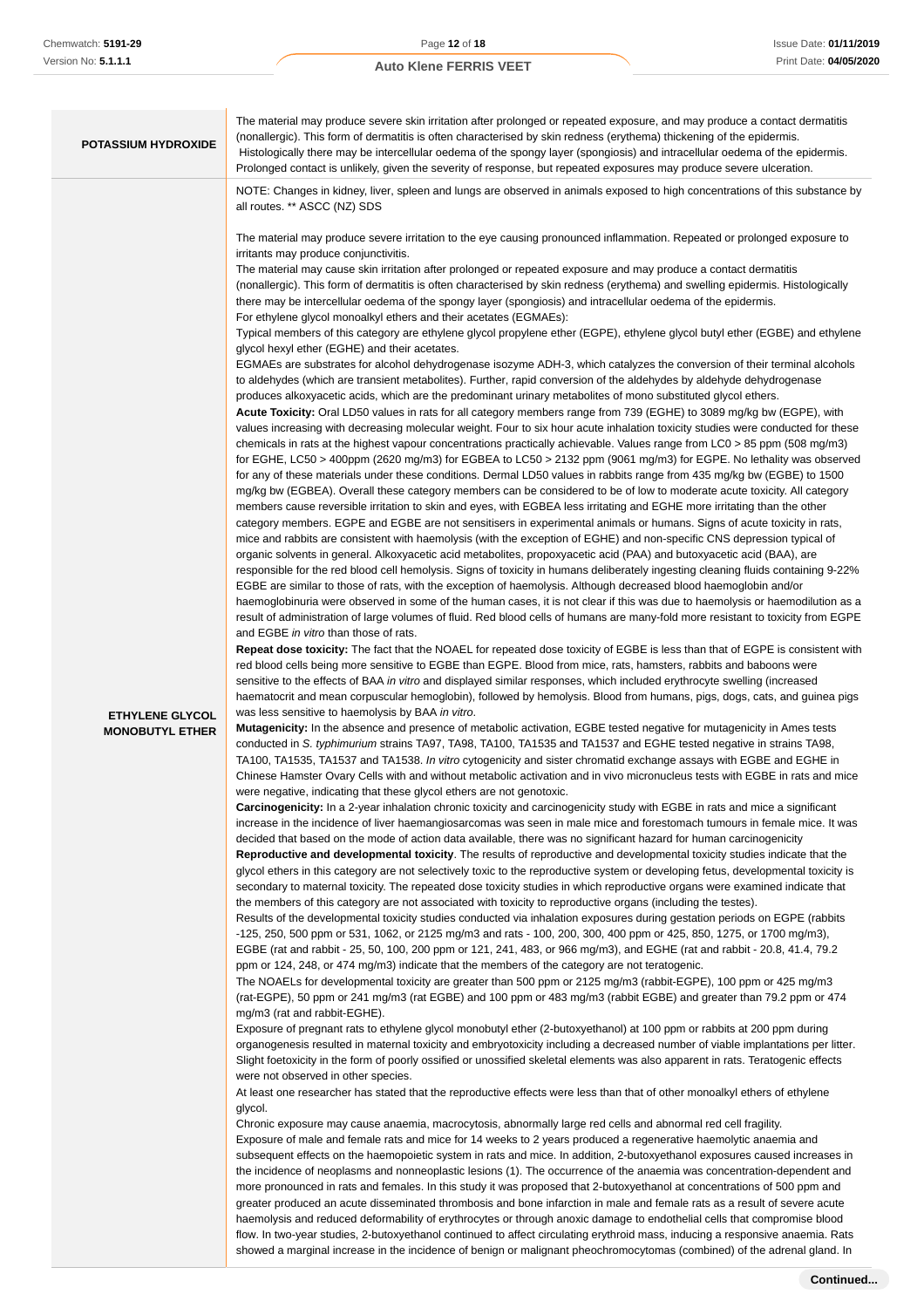| | |
|---|---|
| **POTASSIUM HYDROXIDE** | The material may produce severe skin irritation after prolonged or repeated exposure, and may produce a contact dermatitis (nonallergic). This form of dermatitis is often characterised by skin redness (erythema) thickening of the epidermis. Histologically there may be intercellular oedema of the spongy layer (spongiosis) and intracellular oedema of the epidermis. Prolonged contact is unlikely, given the severity of response, but repeated exposures may produce severe ulceration. |
| **ETHYLENE GLYCOL MONOBUTYL ETHER** | NOTE: Changes in kidney, liver, spleen and lungs are observed in animals exposed to high concentrations of this substance by all routes. ** ASCC (NZ) SDS<br><br>The material may produce severe irritation to the eye causing pronounced inflammation. Repeated or prolonged exposure to irritants may produce conjunctivitis.<br>The material may cause skin irritation after prolonged or repeated exposure and may produce a contact dermatitis (nonallergic). This form of dermatitis is often characterised by skin redness (erythema) and swelling epidermis. Histologically there may be intercellular oedema of the spongy layer (spongiosis) and intracellular oedema of the epidermis.<br>For ethylene glycol monoalkyl ethers and their acetates (EGMAEs):<br>Typical members of this category are ethylene glycol propylene ether (EGPE), ethylene glycol butyl ether (EGBE) and ethylene glycol hexyl ether (EGHE) and their acetates.<br>EGMAEs are substrates for alcohol dehydrogenase isozyme ADH-3, which catalyzes the conversion of their terminal alcohols to aldehydes (which are transient metabolites). Further, rapid conversion of the aldehydes by aldehyde dehydrogenase produces alkoxyacetic acids, which are the predominant urinary metabolites of mono substituted glycol ethers.<br>**Acute Toxicity:** Oral LD50 values in rats for all category members range from 739 (EGHE) to 3089 mg/kg bw (EGPE), with values increasing with decreasing molecular weight. Four to six hour acute inhalation toxicity studies were conducted for these chemicals in rats at the highest vapour concentrations practically achievable. Values range from LC0 > 85 ppm (508 mg/m3) for EGHE, LC50 > 400ppm (2620 mg/m3) for EGBEA to LC50 > 2132 ppm (9061 mg/m3) for EGPE. No lethality was observed for any of these materials under these conditions. Dermal LD50 values in rabbits range from 435 mg/kg bw (EGBE) to 1500 mg/kg bw (EGBEA). Overall these category members can be considered to be of low to moderate acute toxicity. All category members cause reversible irritation to skin and eyes, with EGBEA less irritating and EGHE more irritating than the other category members. EGPE and EGBE are not sensitisers in experimental animals or humans. Signs of acute toxicity in rats, mice and rabbits are consistent with haemolysis (with the exception of EGHE) and non-specific CNS depression typical of organic solvents in general. Alkoxyacetic acid metabolites, propoxyacetic acid (PAA) and butoxyacetic acid (BAA), are responsible for the red blood cell hemolysis. Signs of toxicity in humans deliberately ingesting cleaning fluids containing 9-22% EGBE are similar to those of rats, with the exception of haemolysis. Although decreased blood haemoglobin and/or haemoglobinuria were observed in some of the human cases, it is not clear if this was due to haemolysis or haemodilution as a result of administration of large volumes of fluid. Red blood cells of humans are many-fold more resistant to toxicity from EGPE and EGBE *in vitro* than those of rats.<br>**Repeat dose toxicity:** The fact that the NOAEL for repeated dose toxicity of EGBE is less than that of EGPE is consistent with red blood cells being more sensitive to EGBE than EGPE. Blood from mice, rats, hamsters, rabbits and baboons were sensitive to the effects of BAA *in vitro* and displayed similar responses, which included erythrocyte swelling (increased haematocrit and mean corpuscular hemoglobin), followed by hemolysis. Blood from humans, pigs, dogs, cats, and guinea pigs was less sensitive to haemolysis by BAA *in vitro*.<br>**Mutagenicity:** In the absence and presence of metabolic activation, EGBE tested negative for mutagenicity in Ames tests conducted in *S. typhimurium* strains TA97, TA98, TA100, TA1535 and TA1537 and EGHE tested negative in strains TA98, TA100, TA1535, TA1537 and TA1538. *In vitro* cytogenicity and sister chromatid exchange assays with EGBE and EGHE in Chinese Hamster Ovary Cells with and without metabolic activation and in vivo micronucleus tests with EGBE in rats and mice were negative, indicating that these glycol ethers are not genotoxic.<br>**Carcinogenicity:** In a 2-year inhalation chronic toxicity and carcinogenicity study with EGBE in rats and mice a significant increase in the incidence of liver haemangiosarcomas was seen in male mice and forestomach tumours in female mice. It was decided that based on the mode of action data available, there was no significant hazard for human carcinogenicity<br>**Reproductive and developmental toxicity**. The results of reproductive and developmental toxicity studies indicate that the glycol ethers in this category are not selectively toxic to the reproductive system or developing fetus, developmental toxicity is secondary to maternal toxicity. The repeated dose toxicity studies in which reproductive organs were examined indicate that the members of this category are not associated with toxicity to reproductive organs (including the testes).<br>Results of the developmental toxicity studies conducted via inhalation exposures during gestation periods on EGPE (rabbits -125, 250, 500 ppm or 531, 1062, or 2125 mg/m3 and rats - 100, 200, 300, 400 ppm or 425, 850, 1275, or 1700 mg/m3), EGBE (rat and rabbit - 25, 50, 100, 200 ppm or 121, 241, 483, or 966 mg/m3), and EGHE (rat and rabbit - 20.8, 41.4, 79.2 ppm or 124, 248, or 474 mg/m3) indicate that the members of the category are not teratogenic.<br>The NOAELs for developmental toxicity are greater than 500 ppm or 2125 mg/m3 (rabbit-EGPE), 100 ppm or 425 mg/m3 (rat-EGPE), 50 ppm or 241 mg/m3 (rat EGBE) and 100 ppm or 483 mg/m3 (rabbit EGBE) and greater than 79.2 ppm or 474 mg/m3 (rat and rabbit-EGHE).<br>Exposure of pregnant rats to ethylene glycol monobutyl ether (2-butoxyethanol) at 100 ppm or rabbits at 200 ppm during organogenesis resulted in maternal toxicity and embryotoxicity including a decreased number of viable implantations per litter. Slight foetotoxicity in the form of poorly ossified or unossified skeletal elements was also apparent in rats. Teratogenic effects were not observed in other species.<br>At least one researcher has stated that the reproductive effects were less than that of other monoalkyl ethers of ethylene glycol.<br>Chronic exposure may cause anaemia, macrocytosis, abnormally large red cells and abnormal red cell fragility.<br>Exposure of male and female rats and mice for 14 weeks to 2 years produced a regenerative haemolytic anaemia and subsequent effects on the haemopoietic system in rats and mice. In addition, 2-butoxyethanol exposures caused increases in the incidence of neoplasms and nonneoplastic lesions (1). The occurrence of the anaemia was concentration-dependent and more pronounced in rats and females. In this study it was proposed that 2-butoxyethanol at concentrations of 500 ppm and greater produced an acute disseminated thrombosis and bone infarction in male and female rats as a result of severe acute haemolysis and reduced deformability of erythrocytes or through anoxic damage to endothelial cells that compromise blood flow. In two-year studies, 2-butoxyethanol continued to affect circulating erythroid mass, inducing a responsive anaemia. Rats showed a marginal increase in the incidence of benign or malignant pheochromocytomas (combined) of the adrenal gland. In |

Continued...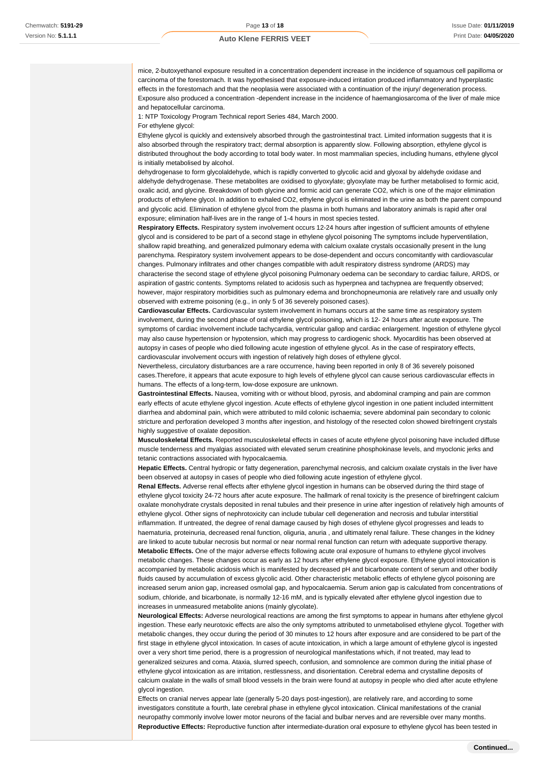mice, 2-butoxyethanol exposure resulted in a concentration dependent increase in the incidence of squamous cell papilloma or carcinoma of the forestomach. It was hypothesised that exposure-induced irritation produced inflammatory and hyperplastic effects in the forestomach and that the neoplasia were associated with a continuation of the injury/ degeneration process. Exposure also produced a concentration -dependent increase in the incidence of haemangiosarcoma of the liver of male mice and hepatocellular carcinoma.

1: NTP Toxicology Program Technical report Series 484, March 2000.

For ethylene glycol:

Ethylene glycol is quickly and extensively absorbed through the gastrointestinal tract. Limited information suggests that it is also absorbed through the respiratory tract; dermal absorption is apparently slow. Following absorption, ethylene glycol is distributed throughout the body according to total body water. In most mammalian species, including humans, ethylene glycol is initially metabolised by alcohol.

dehydrogenase to form glycolaldehyde, which is rapidly converted to glycolic acid and glyoxal by aldehyde oxidase and aldehyde dehydrogenase. These metabolites are oxidised to glyoxylate; glyoxylate may be further metabolised to formic acid, oxalic acid, and glycine. Breakdown of both glycine and formic acid can generate $CO_2$, which is one of the major elimination products of ethylene glycol. In addition to exhaled $CO_2$, ethylene glycol is eliminated in the urine as both the parent compound and glycolic acid. Elimination of ethylene glycol from the plasma in both humans and laboratory animals is rapid after oral exposure; elimination half-lives are in the range of 1-4 hours in most species tested.

**Respiratory Effects.** Respiratory system involvement occurs 12-24 hours after ingestion of sufficient amounts of ethylene glycol and is considered to be part of a second stage in ethylene glycol poisoning The symptoms include hyperventilation, shallow rapid breathing, and generalized pulmonary edema with calcium oxalate crystals occasionally present in the lung parenchyma. Respiratory system involvement appears to be dose-dependent and occurs concomitantly with cardiovascular changes. Pulmonary infiltrates and other changes compatible with adult respiratory distress syndrome (ARDS) may characterise the second stage of ethylene glycol poisoning Pulmonary oedema can be secondary to cardiac failure, ARDS, or aspiration of gastric contents. Symptoms related to acidosis such as hyperpnea and tachypnea are frequently observed; however, major respiratory morbidities such as pulmonary edema and bronchopneumonia are relatively rare and usually only observed with extreme poisoning (e.g., in only 5 of 36 severely poisoned cases).

**Cardiovascular Effects.** Cardiovascular system involvement in humans occurs at the same time as respiratory system involvement, during the second phase of oral ethylene glycol poisoning, which is 12- 24 hours after acute exposure. The symptoms of cardiac involvement include tachycardia, ventricular gallop and cardiac enlargement. Ingestion of ethylene glycol may also cause hypertension or hypotension, which may progress to cardiogenic shock. Myocarditis has been observed at autopsy in cases of people who died following acute ingestion of ethylene glycol. As in the case of respiratory effects, cardiovascular involvement occurs with ingestion of relatively high doses of ethylene glycol.

Nevertheless, circulatory disturbances are a rare occurrence, having been reported in only 8 of 36 severely poisoned cases.Therefore, it appears that acute exposure to high levels of ethylene glycol can cause serious cardiovascular effects in humans. The effects of a long-term, low-dose exposure are unknown.

**Gastrointestinal Effects.** Nausea, vomiting with or without blood, pyrosis, and abdominal cramping and pain are common early effects of acute ethylene glycol ingestion. Acute effects of ethylene glycol ingestion in one patient included intermittent diarrhea and abdominal pain, which were attributed to mild colonic ischaemia; severe abdominal pain secondary to colonic stricture and perforation developed 3 months after ingestion, and histology of the resected colon showed birefringent crystals highly suggestive of oxalate deposition.

**Musculoskeletal Effects.** Reported musculoskeletal effects in cases of acute ethylene glycol poisoning have included diffuse muscle tenderness and myalgias associated with elevated serum creatinine phosphokinase levels, and myoclonic jerks and tetanic contractions associated with hypocalcaemia.

**Hepatic Effects.** Central hydropic or fatty degeneration, parenchymal necrosis, and calcium oxalate crystals in the liver have been observed at autopsy in cases of people who died following acute ingestion of ethylene glycol.

**Renal Effects.** Adverse renal effects after ethylene glycol ingestion in humans can be observed during the third stage of ethylene glycol toxicity 24-72 hours after acute exposure. The hallmark of renal toxicity is the presence of birefringent calcium oxalate monohydrate crystals deposited in renal tubules and their presence in urine after ingestion of relatively high amounts of ethylene glycol. Other signs of nephrotoxicity can include tubular cell degeneration and necrosis and tubular interstitial inflammation. If untreated, the degree of renal damage caused by high doses of ethylene glycol progresses and leads to haematuria, proteinuria, decreased renal function, oliguria, anuria , and ultimately renal failure. These changes in the kidney are linked to acute tubular necrosis but normal or near normal renal function can return with adequate supportive therapy.

**Metabolic Effects.** One of the major adverse effects following acute oral exposure of humans to ethylene glycol involves metabolic changes. These changes occur as early as 12 hours after ethylene glycol exposure. Ethylene glycol intoxication is accompanied by metabolic acidosis which is manifested by decreased pH and bicarbonate content of serum and other bodily fluids caused by accumulation of excess glycolic acid. Other characteristic metabolic effects of ethylene glycol poisoning are increased serum anion gap, increased osmolal gap, and hypocalcaemia. Serum anion gap is calculated from concentrations of sodium, chloride, and bicarbonate, is normally 12-16 mM, and is typically elevated after ethylene glycol ingestion due to increases in unmeasured metabolite anions (mainly glycolate).

**Neurological Effects:** Adverse neurological reactions are among the first symptoms to appear in humans after ethylene glycol ingestion. These early neurotoxic effects are also the only symptoms attributed to unmetabolised ethylene glycol. Together with metabolic changes, they occur during the period of 30 minutes to 12 hours after exposure and are considered to be part of the first stage in ethylene glycol intoxication. In cases of acute intoxication, in which a large amount of ethylene glycol is ingested over a very short time period, there is a progression of neurological manifestations which, if not treated, may lead to generalized seizures and coma. Ataxia, slurred speech, confusion, and somnolence are common during the initial phase of ethylene glycol intoxication as are irritation, restlessness, and disorientation. Cerebral edema and crystalline deposits of calcium oxalate in the walls of small blood vessels in the brain were found at autopsy in people who died after acute ethylene glycol ingestion.

Effects on cranial nerves appear late (generally 5-20 days post-ingestion), are relatively rare, and according to some investigators constitute a fourth, late cerebral phase in ethylene glycol intoxication. Clinical manifestations of the cranial neuropathy commonly involve lower motor neurons of the facial and bulbar nerves and are reversible over many months.

**Reproductive Effects:** Reproductive function after intermediate-duration oral exposure to ethylene glycol has been tested in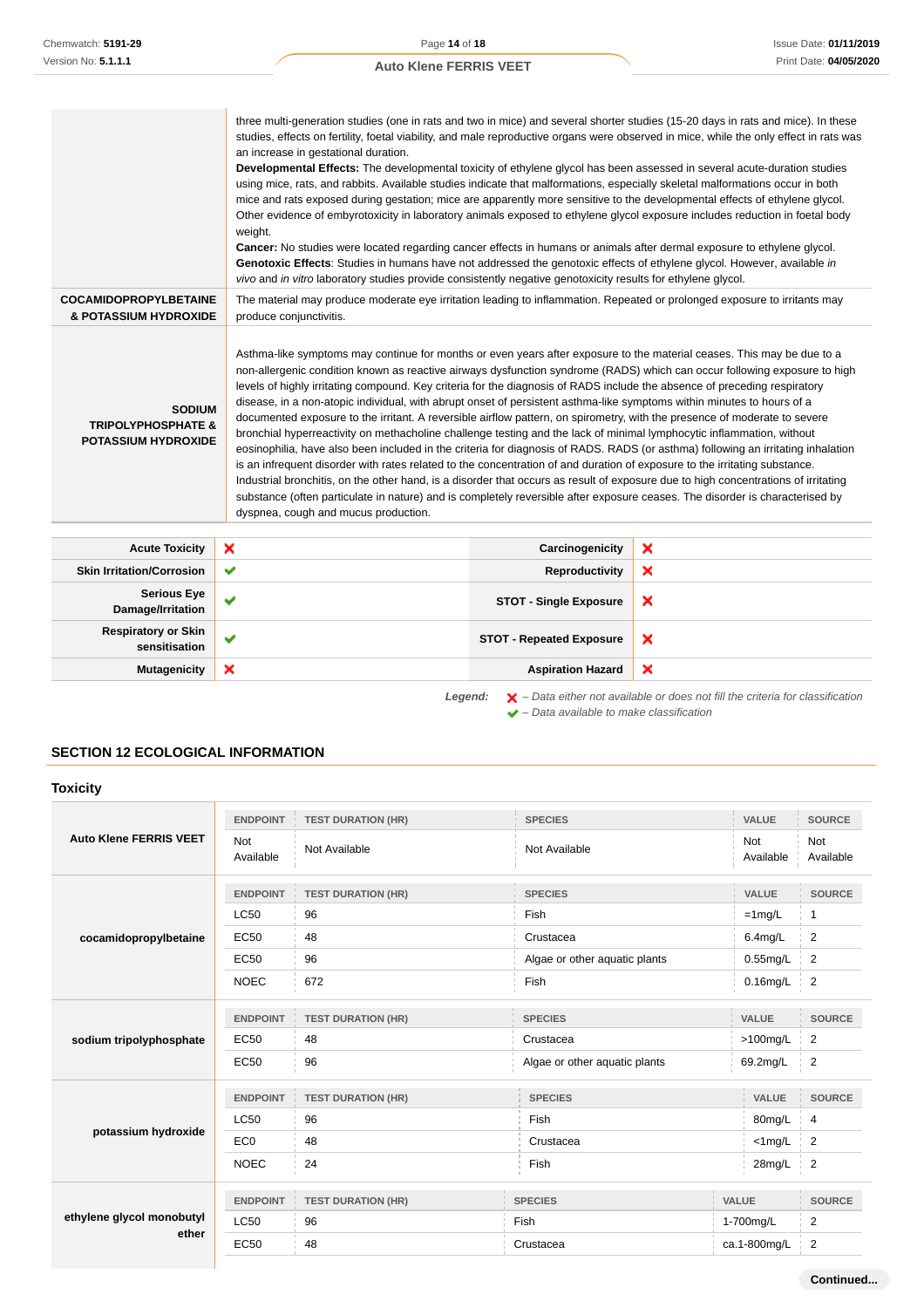| | |
|---|---|
| | three multi-generation studies (one in rats and two in mice) and several shorter studies (15-20 days in rats and mice). In these studies, effects on fertility, foetal viability, and male reproductive organs were observed in mice, while the only effect in rats was an increase in gestational duration. **Developmental Effects:** The developmental toxicity of ethylene glycol has been assessed in several acute-duration studies using mice, rats, and rabbits. Available studies indicate that malformations, especially skeletal malformations occur in both mice and rats exposed during gestation; mice are apparently more sensitive to the developmental effects of ethylene glycol. Other evidence of embryotoxicity in laboratory animals exposed to ethylene glycol exposure includes reduction in foetal body weight. **Cancer:** No studies were located regarding cancer effects in humans or animals after dermal exposure to ethylene glycol. **Genotoxic Effects**: Studies in humans have not addressed the genotoxic effects of ethylene glycol. However, available *in vivo* and *in vitro* laboratory studies provide consistently negative genotoxicity results for ethylene glycol. |
| **COCAMIDOPROPYLBETAINE & POTASSIUM HYDROXIDE** | The material may produce moderate eye irritation leading to inflammation. Repeated or prolonged exposure to irritants may produce conjunctivitis. |
| **SODIUM TRIPOLYPHOSPHATE & POTASSIUM HYDROXIDE** | Asthma-like symptoms may continue for months or even years after exposure to the material ceases. This may be due to a non-allergenic condition known as reactive airways dysfunction syndrome (RADS) which can occur following exposure to high levels of highly irritating compound. Key criteria for the diagnosis of RADS include the absence of preceding respiratory disease, in a non-atopic individual, with abrupt onset of persistent asthma-like symptoms within minutes to hours of a documented exposure to the irritant. A reversible airflow pattern, on spirometry, with the presence of moderate to severe bronchial hyperreactivity on methacholine challenge testing and the lack of minimal lymphocytic inflammation, without eosinophilia, have also been included in the criteria for diagnosis of RADS. RADS (or asthma) following an irritating inhalation is an infrequent disorder with rates related to the concentration of and duration of exposure to the irritating substance. Industrial bronchitis, on the other hand, is a disorder that occurs as result of exposure due to high concentrations of irritating substance (often particulate in nature) and is completely reversible after exposure ceases. The disorder is characterised by dyspnea, cough and mucus production. |

| | | | |
|---|---|---|---|
| **Acute Toxicity** | ✗ | **Carcinogenicity** | ✗ |
| **Skin Irritation/Corrosion** | ✔ | **Reproductivity** | ✗ |
| **Serious Eye Damage/Irritation** | ✔ | **STOT - Single Exposure** | ✗ |
| **Respiratory or Skin sensitisation** | ✔ | **STOT - Repeated Exposure** | ✗ |
| **Mutagenicity** | ✗ | **Aspiration Hazard** | ✗ |

***Legend:*** ✗ *– Data either not available or does not fill the criteria for classification*
✔ *– Data available to make classification*

## SECTION 12 ECOLOGICAL INFORMATION

### Toxicity

| | ENDPOINT | TEST DURATION (HR) | SPECIES | VALUE | SOURCE |
|---|---|---|---|---|---|
| **Auto Klene FERRIS VEET** | Not Available | Not Available | Not Available | Not Available | Not Available |
| **cocamidopropylbetaine** | LC50 | 96 | Fish | =1mg/L | 1 |
| | EC50 | 48 | Crustacea | 6.4mg/L | 2 |
| | EC50 | 96 | Algae or other aquatic plants | 0.55mg/L | 2 |
| | NOEC | 672 | Fish | 0.16mg/L | 2 |
| **sodium tripolyphosphate** | EC50 | 48 | Crustacea | >100mg/L | 2 |
| | EC50 | 96 | Algae or other aquatic plants | 69.2mg/L | 2 |
| **potassium hydroxide** | LC50 | 96 | Fish | 80mg/L | 4 |
| | EC0 | 48 | Crustacea | <1mg/L | 2 |
| | NOEC | 24 | Fish | 28mg/L | 2 |
| **ethylene glycol monobutyl ether** | LC50 | 96 | Fish | 1-700mg/L | 2 |
| | EC50 | 48 | Crustacea | ca.1-800mg/L | 2 |

**Continued...**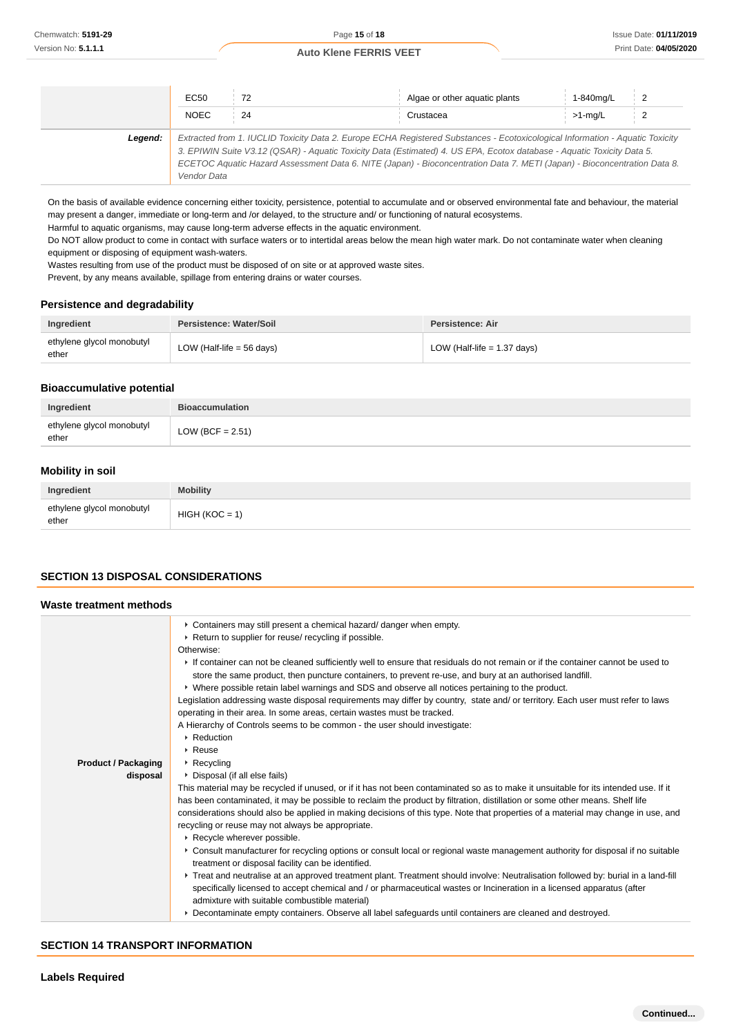| | | | | | |
|---|---|---|---|---|---|
| | EC50 | 72 | Algae or other aquatic plants | 1-840mg/L | 2 |
| | NOEC | 24 | Crustacea | >1-mg/L | 2 |
| **Legend:** | *Extracted from 1. IUCLID Toxicity Data 2. Europe ECHA Registered Substances - Ecotoxicological Information - Aquatic Toxicity 3. EPIWIN Suite V3.12 (QSAR) - Aquatic Toxicity Data (Estimated) 4. US EPA, Ecotox database - Aquatic Toxicity Data 5. ECETOC Aquatic Hazard Assessment Data 6. NITE (Japan) - Bioconcentration Data 7. METI (Japan) - Bioconcentration Data 8. Vendor Data* | | | | |

On the basis of available evidence concerning either toxicity, persistence, potential to accumulate and or observed environmental fate and behaviour, the material may present a danger, immediate or long-term and /or delayed, to the structure and/ or functioning of natural ecosystems.
Harmful to aquatic organisms, may cause long-term adverse effects in the aquatic environment.
Do NOT allow product to come in contact with surface waters or to intertidal areas below the mean high water mark. Do not contaminate water when cleaning equipment or disposing of equipment wash-waters.
Wastes resulting from use of the product must be disposed of on site or at approved waste sites.
Prevent, by any means available, spillage from entering drains or water courses.

### Persistence and degradability

| Ingredient | Persistence: Water/Soil | Persistence: Air |
|---|---|---|
| ethylene glycol monobutyl ether | LOW (Half-life = 56 days) | LOW (Half-life = 1.37 days) |

### Bioaccumulative potential

| Ingredient | Bioaccumulation |
|---|---|
| ethylene glycol monobutyl ether | LOW (BCF = 2.51) |

### Mobility in soil

| Ingredient | Mobility |
|---|---|
| ethylene glycol monobutyl ether | HIGH (KOC = 1) |

## SECTION 13 DISPOSAL CONSIDERATIONS

### Waste treatment methods

**Product / Packaging disposal**

- Containers may still present a chemical hazard/ danger when empty.
- Return to supplier for reuse/ recycling if possible.

Otherwise:

- If container can not be cleaned sufficiently well to ensure that residuals do not remain or if the container cannot be used to store the same product, then puncture containers, to prevent re-use, and bury at an authorised landfill.
- Where possible retain label warnings and SDS and observe all notices pertaining to the product.

Legislation addressing waste disposal requirements may differ by country, state and/ or territory. Each user must refer to laws operating in their area. In some areas, certain wastes must be tracked.
A Hierarchy of Controls seems to be common - the user should investigate:

- Reduction
- Reuse
- Recycling
- Disposal (if all else fails)

This material may be recycled if unused, or if it has not been contaminated so as to make it unsuitable for its intended use. If it has been contaminated, it may be possible to reclaim the product by filtration, distillation or some other means. Shelf life considerations should also be applied in making decisions of this type. Note that properties of a material may change in use, and recycling or reuse may not always be appropriate.

- Recycle wherever possible.
- Consult manufacturer for recycling options or consult local or regional waste management authority for disposal if no suitable treatment or disposal facility can be identified.
- Treat and neutralise at an approved treatment plant. Treatment should involve: Neutralisation followed by: burial in a land-fill specifically licensed to accept chemical and / or pharmaceutical wastes or Incineration in a licensed apparatus (after admixture with suitable combustible material)
- Decontaminate empty containers. Observe all label safeguards until containers are cleaned and destroyed.

## SECTION 14 TRANSPORT INFORMATION

### Labels Required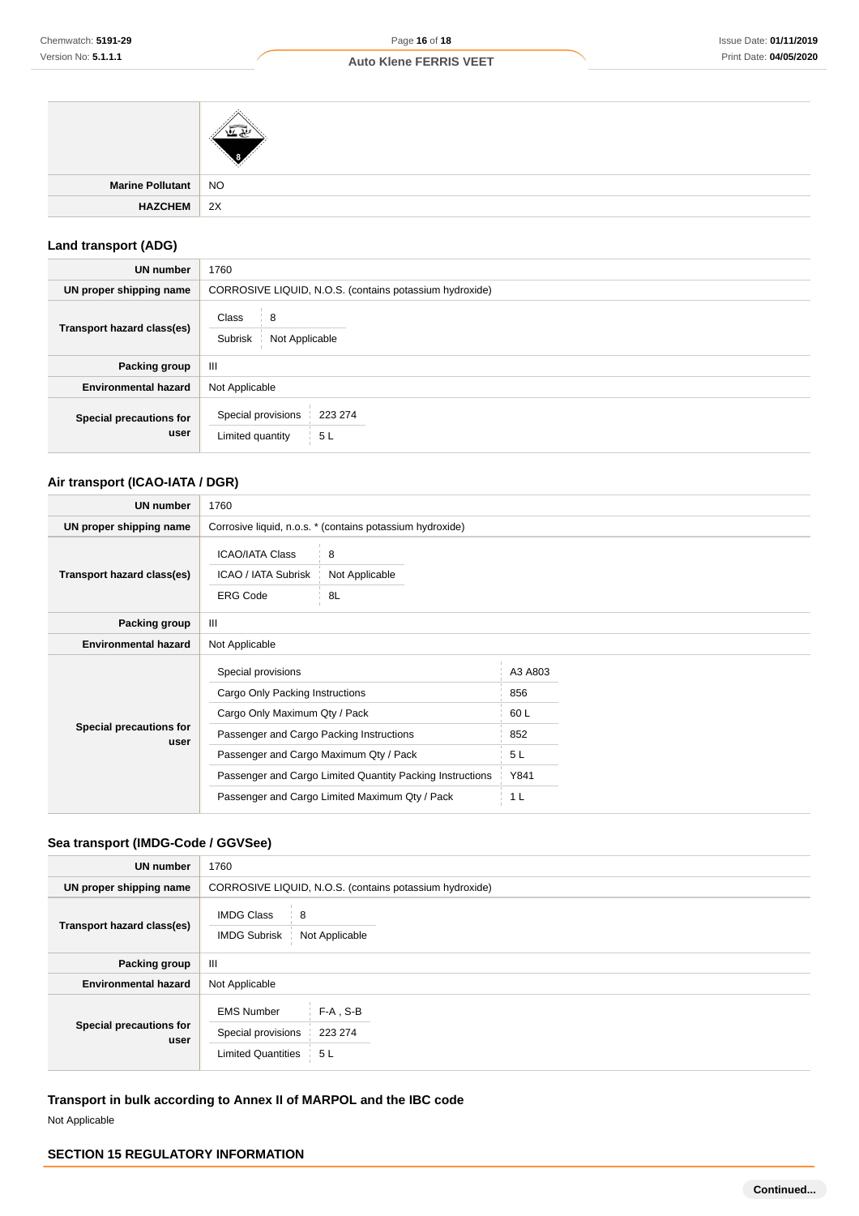| | |
|---|---|
| | |
| **Marine Pollutant** | NO |
| **HAZCHEM** | 2X |

### Land transport (ADG)

| | |
|---|---|
| **UN number** | 1760 |
| **UN proper shipping name** | CORROSIVE LIQUID, N.O.S. (contains potassium hydroxide) |
| **Transport hazard class(es)** | Class: 8<br>Subrisk: Not Applicable |
| **Packing group** | III |
| **Environmental hazard** | Not Applicable |
| **Special precautions for user** | Special provisions: 223 274<br>Limited quantity: 5 L |

### Air transport (ICAO-IATA / DGR)

| | |
|---|---|
| **UN number** | 1760 |
| **UN proper shipping name** | Corrosive liquid, n.o.s. * (contains potassium hydroxide) |
| **Transport hazard class(es)** | ICAO/IATA Class: 8<br>ICAO / IATA Subrisk: Not Applicable<br>ERG Code: 8L |
| **Packing group** | III |
| **Environmental hazard** | Not Applicable |
| **Special precautions for user** | Special provisions: A3 A803<br>Cargo Only Packing Instructions: 856<br>Cargo Only Maximum Qty / Pack: 60 L<br>Passenger and Cargo Packing Instructions: 852<br>Passenger and Cargo Maximum Qty / Pack: 5 L<br>Passenger and Cargo Limited Quantity Packing Instructions: Y841<br>Passenger and Cargo Limited Maximum Qty / Pack: 1 L |

### Sea transport (IMDG-Code / GGVSee)

| | |
|---|---|
| **UN number** | 1760 |
| **UN proper shipping name** | CORROSIVE LIQUID, N.O.S. (contains potassium hydroxide) |
| **Transport hazard class(es)** | IMDG Class: 8<br>IMDG Subrisk: Not Applicable |
| **Packing group** | III |
| **Environmental hazard** | Not Applicable |
| **Special precautions for user** | EMS Number: F-A , S-B<br>Special provisions: 223 274<br>Limited Quantities: 5 L |

### Transport in bulk according to Annex II of MARPOL and the IBC code

Not Applicable

## SECTION 15 REGULATORY INFORMATION

Continued...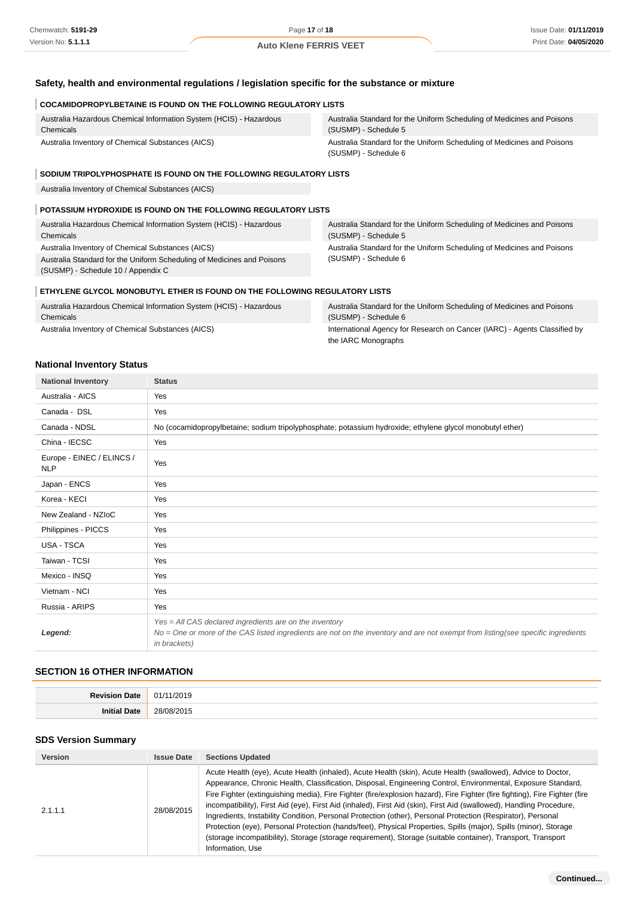## Safety, health and environmental regulations / legislation specific for the substance or mixture

### COCAMIDOPROPYLBETAINE IS FOUND ON THE FOLLOWING REGULATORY LISTS

| | |
|---|---|
| Australia Hazardous Chemical Information System (HCIS) - Hazardous Chemicals | Australia Standard for the Uniform Scheduling of Medicines and Poisons (SUSMP) - Schedule 5 |
| Australia Inventory of Chemical Substances (AICS) | Australia Standard for the Uniform Scheduling of Medicines and Poisons (SUSMP) - Schedule 6 |

### SODIUM TRIPOLYPHOSPHATE IS FOUND ON THE FOLLOWING REGULATORY LISTS

Australia Inventory of Chemical Substances (AICS)

### POTASSIUM HYDROXIDE IS FOUND ON THE FOLLOWING REGULATORY LISTS

| | |
|---|---|
| Australia Hazardous Chemical Information System (HCIS) - Hazardous Chemicals | Australia Standard for the Uniform Scheduling of Medicines and Poisons (SUSMP) - Schedule 5 |
| Australia Inventory of Chemical Substances (AICS) | Australia Standard for the Uniform Scheduling of Medicines and Poisons (SUSMP) - Schedule 6 |
| Australia Standard for the Uniform Scheduling of Medicines and Poisons (SUSMP) - Schedule 10 / Appendix C | |

### ETHYLENE GLYCOL MONOBUTYL ETHER IS FOUND ON THE FOLLOWING REGULATORY LISTS

| | |
|---|---|
| Australia Hazardous Chemical Information System (HCIS) - Hazardous Chemicals | Australia Standard for the Uniform Scheduling of Medicines and Poisons (SUSMP) - Schedule 6 |
| Australia Inventory of Chemical Substances (AICS) | International Agency for Research on Cancer (IARC) - Agents Classified by the IARC Monographs |

### National Inventory Status

| National Inventory | Status |
|---|---|
| Australia - AICS | Yes |
| Canada - DSL | Yes |
| Canada - NDSL | No (cocamidopropylbetaine; sodium tripolyphosphate; potassium hydroxide; ethylene glycol monobutyl ether) |
| China - IECSC | Yes |
| Europe - EINEC / ELINCS / NLP | Yes |
| Japan - ENCS | Yes |
| Korea - KECI | Yes |
| New Zealand - NZIoC | Yes |
| Philippines - PICCS | Yes |
| USA - TSCA | Yes |
| Taiwan - TCSI | Yes |
| Mexico - INSQ | Yes |
| Vietnam - NCI | Yes |
| Russia - ARIPS | Yes |
| *Legend:* | *Yes = All CAS declared ingredients are on the inventory*<br>*No = One or more of the CAS listed ingredients are not on the inventory and are not exempt from listing(see specific ingredients in brackets)* |

## SECTION 16 OTHER INFORMATION

| | |
|---|---|
| **Revision Date** | 01/11/2019 |
| **Initial Date** | 28/08/2015 |

### SDS Version Summary

| Version | Issue Date | Sections Updated |
|---|---|---|
| 2.1.1.1 | 28/08/2015 | Acute Health (eye), Acute Health (inhaled), Acute Health (skin), Acute Health (swallowed), Advice to Doctor, Appearance, Chronic Health, Classification, Disposal, Engineering Control, Environmental, Exposure Standard, Fire Fighter (extinguishing media), Fire Fighter (fire/explosion hazard), Fire Fighter (fire fighting), Fire Fighter (fire incompatibility), First Aid (eye), First Aid (inhaled), First Aid (skin), First Aid (swallowed), Handling Procedure, Ingredients, Instability Condition, Personal Protection (other), Personal Protection (Respirator), Personal Protection (eye), Personal Protection (hands/feet), Physical Properties, Spills (major), Spills (minor), Storage (storage incompatibility), Storage (storage requirement), Storage (suitable container), Transport, Transport Information, Use |

**Continued...**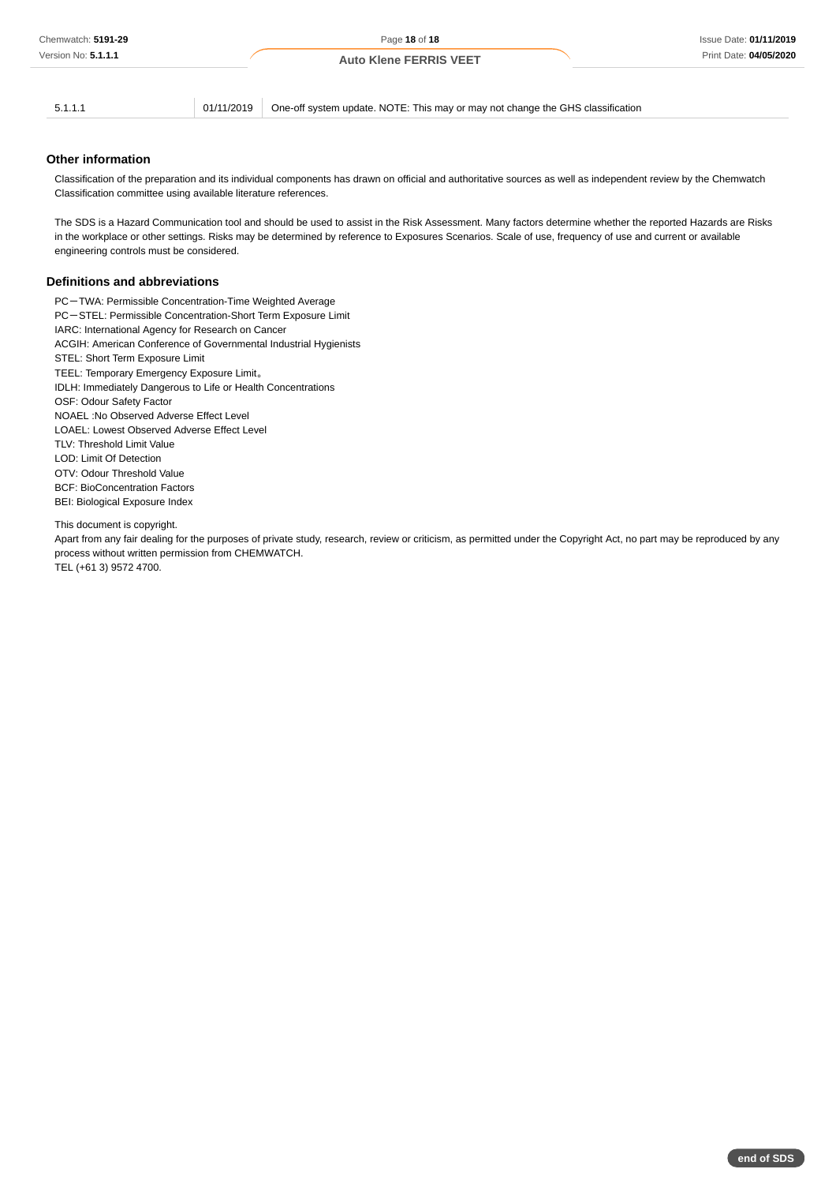| | | |
|---|---|---|
| 5.1.1.1 | 01/11/2019 | One-off system update. NOTE: This may or may not change the GHS classification |

## Other information

Classification of the preparation and its individual components has drawn on official and authoritative sources as well as independent review by the Chemwatch Classification committee using available literature references.

The SDS is a Hazard Communication tool and should be used to assist in the Risk Assessment. Many factors determine whether the reported Hazards are Risks in the workplace or other settings. Risks may be determined by reference to Exposures Scenarios. Scale of use, frequency of use and current or available engineering controls must be considered.

## Definitions and abbreviations

PC－TWA: Permissible Concentration-Time Weighted Average
PC－STEL: Permissible Concentration-Short Term Exposure Limit
IARC: International Agency for Research on Cancer
ACGIH: American Conference of Governmental Industrial Hygienists
STEL: Short Term Exposure Limit
TEEL: Temporary Emergency Exposure Limit。
IDLH: Immediately Dangerous to Life or Health Concentrations
OSF: Odour Safety Factor
NOAEL :No Observed Adverse Effect Level
LOAEL: Lowest Observed Adverse Effect Level
TLV: Threshold Limit Value
LOD: Limit Of Detection
OTV: Odour Threshold Value
BCF: BioConcentration Factors
BEI: Biological Exposure Index

This document is copyright.
Apart from any fair dealing for the purposes of private study, research, review or criticism, as permitted under the Copyright Act, no part may be reproduced by any process without written permission from CHEMWATCH.
TEL (+61 3) 9572 4700.

**end of SDS**